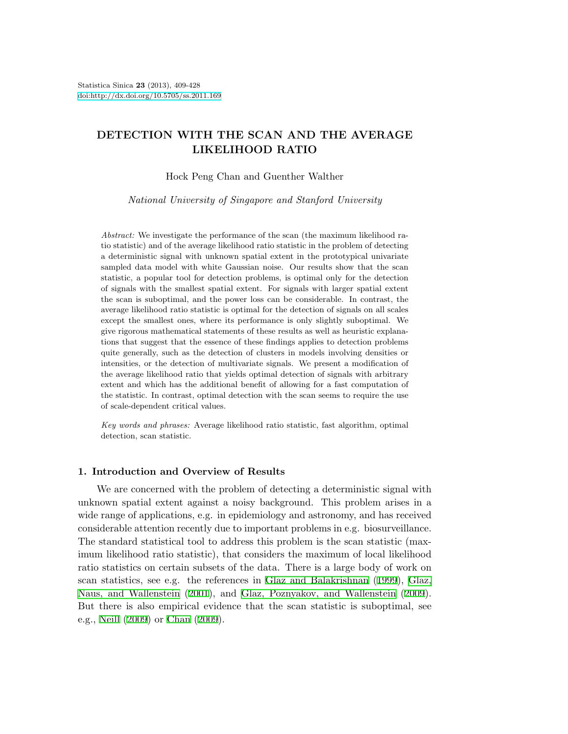Statistica Sinica **23** (2013), 409-428
doi:http://dx.doi.org/10.5705/ss.2011.169

# DETECTION WITH THE SCAN AND THE AVERAGE LIKELIHOOD RATIO

Hock Peng Chan and Guenther Walther

*National University of Singapore and Stanford University*

*Abstract:* We investigate the performance of the scan (the maximum likelihood ratio statistic) and of the average likelihood ratio statistic in the problem of detecting a deterministic signal with unknown spatial extent in the prototypical univariate sampled data model with white Gaussian noise. Our results show that the scan statistic, a popular tool for detection problems, is optimal only for the detection of signals with the smallest spatial extent. For signals with larger spatial extent the scan is suboptimal, and the power loss can be considerable. In contrast, the average likelihood ratio statistic is optimal for the detection of signals on all scales except the smallest ones, where its performance is only slightly suboptimal. We give rigorous mathematical statements of these results as well as heuristic explanations that suggest that the essence of these findings applies to detection problems quite generally, such as the detection of clusters in models involving densities or intensities, or the detection of multivariate signals. We present a modification of the average likelihood ratio that yields optimal detection of signals with arbitrary extent and which has the additional benefit of allowing for a fast computation of the statistic. In contrast, optimal detection with the scan seems to require the use of scale-dependent critical values.

*Key words and phrases:* Average likelihood ratio statistic, fast algorithm, optimal detection, scan statistic.

## 1. Introduction and Overview of Results

We are concerned with the problem of detecting a deterministic signal with unknown spatial extent against a noisy background. This problem arises in a wide range of applications, e.g. in epidemiology and astronomy, and has received considerable attention recently due to important problems in e.g. biosurveillance. The standard statistical tool to address this problem is the scan statistic (maximum likelihood ratio statistic), that considers the maximum of local likelihood ratio statistics on certain subsets of the data. There is a large body of work on scan statistics, see e.g. the references in Glaz and Balakrishnan (1999), Glaz, Naus, and Wallenstein (2001), and Glaz, Poznyakov, and Wallenstein (2009). But there is also empirical evidence that the scan statistic is suboptimal, see e.g., Neill (2009) or Chan (2009).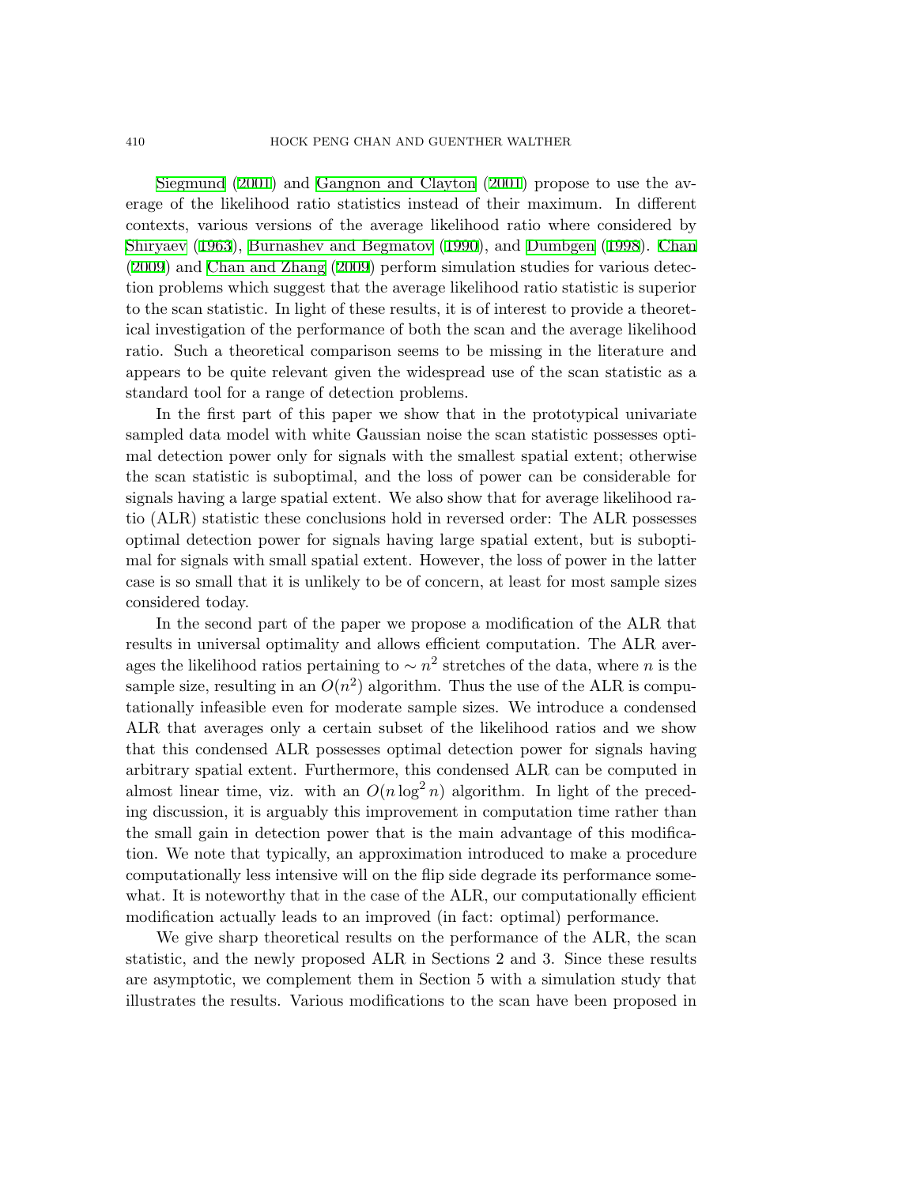Siegmund (2001) and Gangnon and Clayton (2001) propose to use the average of the likelihood ratio statistics instead of their maximum. In different contexts, various versions of the average likelihood ratio where considered by Shiryaev (1963), Burnashev and Begmatov (1990), and Dumbgen (1998). Chan (2009) and Chan and Zhang (2009) perform simulation studies for various detection problems which suggest that the average likelihood ratio statistic is superior to the scan statistic. In light of these results, it is of interest to provide a theoretical investigation of the performance of both the scan and the average likelihood ratio. Such a theoretical comparison seems to be missing in the literature and appears to be quite relevant given the widespread use of the scan statistic as a standard tool for a range of detection problems.

In the first part of this paper we show that in the prototypical univariate sampled data model with white Gaussian noise the scan statistic possesses optimal detection power only for signals with the smallest spatial extent; otherwise the scan statistic is suboptimal, and the loss of power can be considerable for signals having a large spatial extent. We also show that for average likelihood ratio (ALR) statistic these conclusions hold in reversed order: The ALR possesses optimal detection power for signals having large spatial extent, but is suboptimal for signals with small spatial extent. However, the loss of power in the latter case is so small that it is unlikely to be of concern, at least for most sample sizes considered today.

In the second part of the paper we propose a modification of the ALR that results in universal optimality and allows efficient computation. The ALR averages the likelihood ratios pertaining to $\sim n^2$ stretches of the data, where $n$ is the sample size, resulting in an $O(n^2)$ algorithm. Thus the use of the ALR is computationally infeasible even for moderate sample sizes. We introduce a condensed ALR that averages only a certain subset of the likelihood ratios and we show that this condensed ALR possesses optimal detection power for signals having arbitrary spatial extent. Furthermore, this condensed ALR can be computed in almost linear time, viz. with an $O(n \log^2 n)$ algorithm. In light of the preceding discussion, it is arguably this improvement in computation time rather than the small gain in detection power that is the main advantage of this modification. We note that typically, an approximation introduced to make a procedure computationally less intensive will on the flip side degrade its performance somewhat. It is noteworthy that in the case of the ALR, our computationally efficient modification actually leads to an improved (in fact: optimal) performance.

We give sharp theoretical results on the performance of the ALR, the scan statistic, and the newly proposed ALR in Sections 2 and 3. Since these results are asymptotic, we complement them in Section 5 with a simulation study that illustrates the results. Various modifications to the scan have been proposed in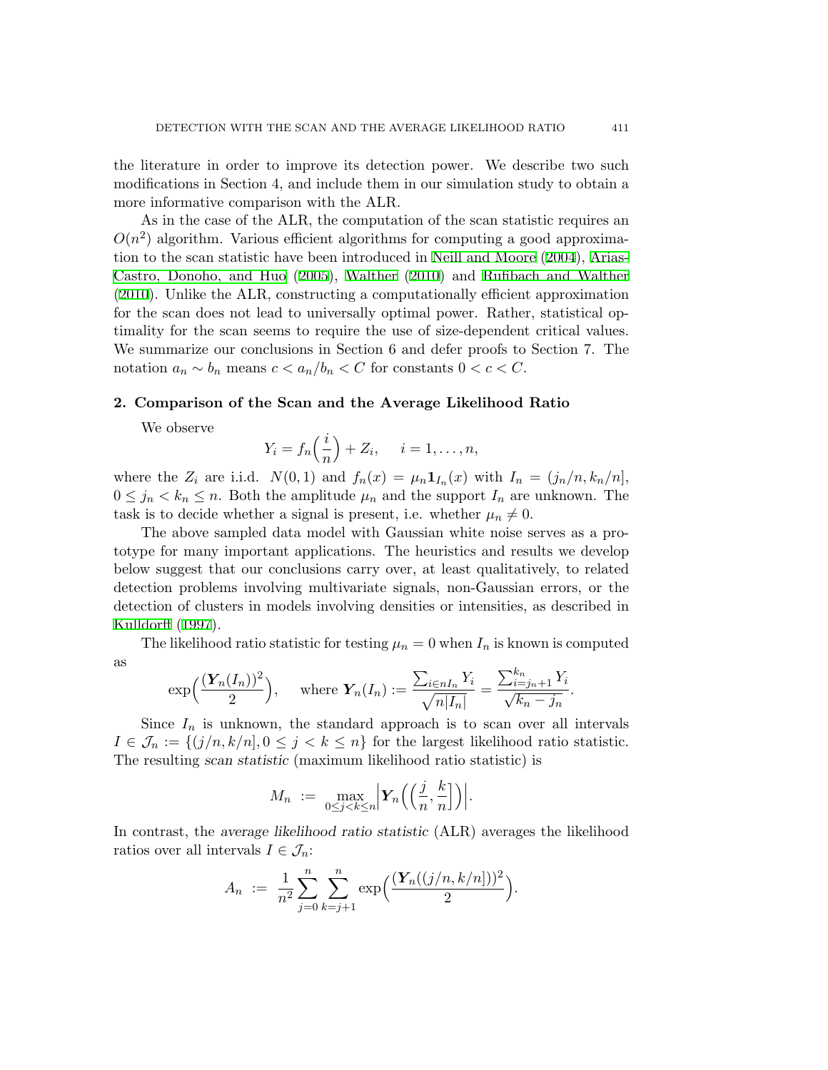the literature in order to improve its detection power. We describe two such modifications in Section 4, and include them in our simulation study to obtain a more informative comparison with the ALR.

As in the case of the ALR, the computation of the scan statistic requires an $O(n^2)$ algorithm. Various efficient algorithms for computing a good approximation to the scan statistic have been introduced in Neill and Moore (2004), Arias-Castro, Donoho, and Huo (2005), Walther (2010) and Rufibach and Walther (2010). Unlike the ALR, constructing a computationally efficient approximation for the scan does not lead to universally optimal power. Rather, statistical optimality for the scan seems to require the use of size-dependent critical values. We summarize our conclusions in Section 6 and defer proofs to Section 7. The notation $a_n \sim b_n$ means $c < a_n/b_n < C$ for constants $0 < c < C$.

## 2. Comparison of the Scan and the Average Likelihood Ratio

We observe

$$Y_i = f_n\Big(\frac{i}{n}\Big) + Z_i, \quad i = 1, \ldots, n,$$

where the $Z_i$ are i.i.d. $N(0,1)$ and $f_n(x) = \mu_n \mathbf{1}_{I_n}(x)$ with $I_n = (j_n/n, k_n/n]$, $0 \le j_n < k_n \le n$. Both the amplitude $\mu_n$ and the support $I_n$ are unknown. The task is to decide whether a signal is present, i.e. whether $\mu_n \neq 0$.

The above sampled data model with Gaussian white noise serves as a prototype for many important applications. The heuristics and results we develop below suggest that our conclusions carry over, at least qualitatively, to related detection problems involving multivariate signals, non-Gaussian errors, or the detection of clusters in models involving densities or intensities, as described in Kulldorff (1997).

The likelihood ratio statistic for testing $\mu_n = 0$ when $I_n$ is known is computed as

$$\exp\Big(\frac{(\boldsymbol{Y}_n(I_n))^2}{2}\Big), \quad \text{where } \boldsymbol{Y}_n(I_n) := \frac{\sum_{i \in nI_n} Y_i}{\sqrt{n|I_n|}} = \frac{\sum_{i=j_n+1}^{k_n} Y_i}{\sqrt{k_n - j_n}}.$$

Since $I_n$ is unknown, the standard approach is to scan over all intervals $I \in \mathcal{J}_n := \{(j/n, k/n], 0 \le j < k \le n\}$ for the largest likelihood ratio statistic. The resulting *scan statistic* (maximum likelihood ratio statistic) is

$$M_n \ := \ \max_{0 \le j < k \le n} \Big| \boldsymbol{Y}_n\Big(\Big(\frac{j}{n}, \frac{k}{n}\Big]\Big)\Big|.$$

In contrast, the *average likelihood ratio statistic* (ALR) averages the likelihood ratios over all intervals $I \in \mathcal{J}_n$:

$$A_n \ := \ \frac{1}{n^2} \sum_{j=0}^{n} \sum_{k=j+1}^{n} \exp\Big(\frac{(\boldsymbol{Y}_n((j/n, k/n]))^2}{2}\Big).$$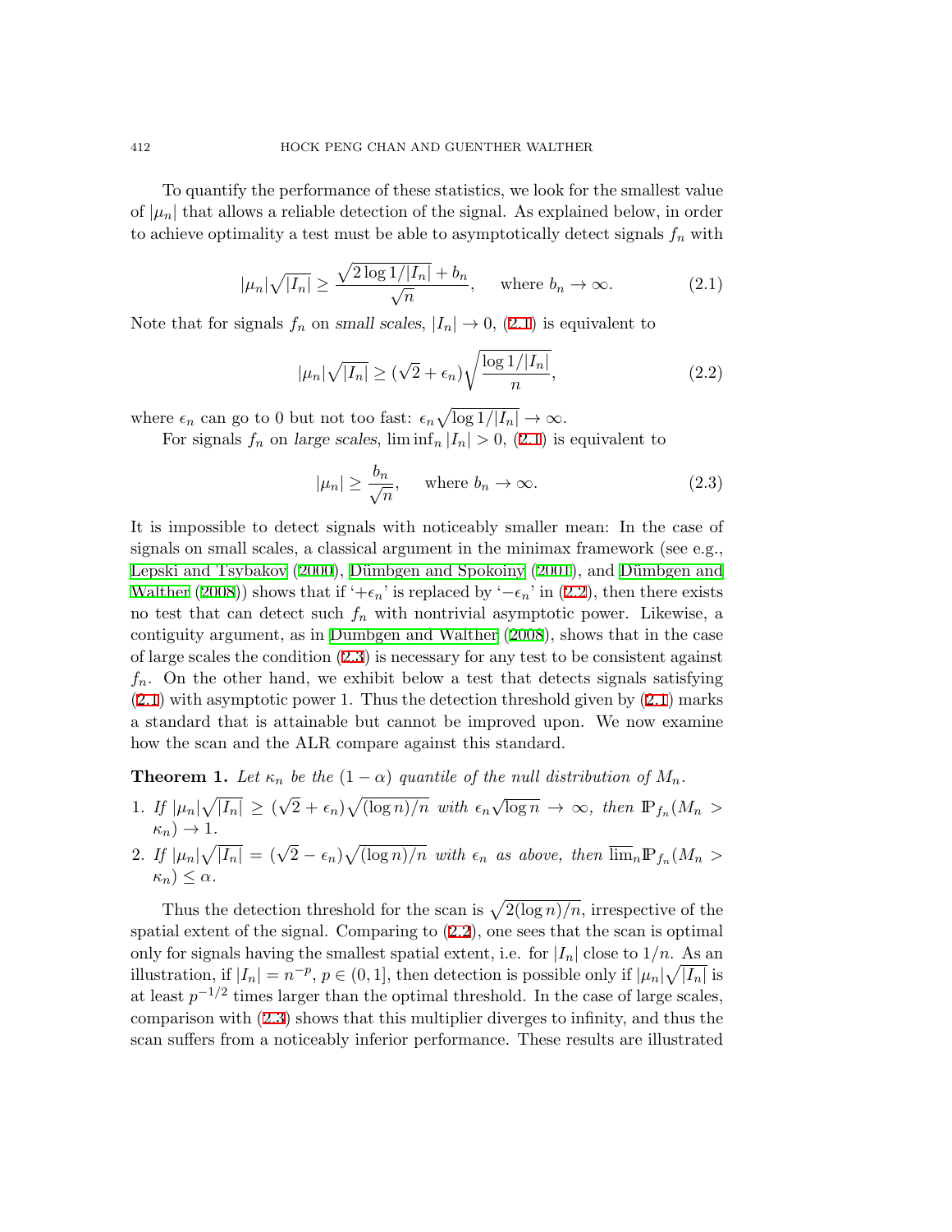To quantify the performance of these statistics, we look for the smallest value of $|\mu_n|$ that allows a reliable detection of the signal. As explained below, in order to achieve optimality a test must be able to asymptotically detect signals $f_n$ with

$$|\mu_n|\sqrt{|I_n|} \geq \frac{\sqrt{2\log 1/|I_n|} + b_n}{\sqrt{n}}, \quad \text{where } b_n \to \infty. \tag{2.1}$$

Note that for signals $f_n$ on *small scales*, $|I_n| \to 0$, (2.1) is equivalent to

$$|\mu_n|\sqrt{|I_n|} \geq (\sqrt{2} + \epsilon_n)\sqrt{\frac{\log 1/|I_n|}{n}}, \tag{2.2}$$

where $\epsilon_n$ can go to 0 but not too fast: $\epsilon_n\sqrt{\log 1/|I_n|} \to \infty$.

For signals $f_n$ on *large scales*, $\liminf_n |I_n| > 0$, (2.1) is equivalent to

$$|\mu_n| \geq \frac{b_n}{\sqrt{n}}, \quad \text{where } b_n \to \infty. \tag{2.3}$$

It is impossible to detect signals with noticeably smaller mean: In the case of signals on small scales, a classical argument in the minimax framework (see e.g., Lepski and Tsybakov (2000), Dümbgen and Spokoiny (2001), and Dümbgen and Walther (2008)) shows that if '$+\epsilon_n$' is replaced by '$-\epsilon_n$' in (2.2), then there exists no test that can detect such $f_n$ with nontrivial asymptotic power. Likewise, a contiguity argument, as in Dumbgen and Walther (2008), shows that in the case of large scales the condition (2.3) is necessary for any test to be consistent against $f_n$. On the other hand, we exhibit below a test that detects signals satisfying (2.1) with asymptotic power 1. Thus the detection threshold given by (2.1) marks a standard that is attainable but cannot be improved upon. We now examine how the scan and the ALR compare against this standard.

**Theorem 1.** *Let $\kappa_n$ be the $(1-\alpha)$ quantile of the null distribution of $M_n$.*

1. *If $|\mu_n|\sqrt{|I_n|} \geq (\sqrt{2}+\epsilon_n)\sqrt{(\log n)/n}$ with $\epsilon_n\sqrt{\log n} \to \infty$, then $\mathbb{P}_{f_n}(M_n > \kappa_n) \to 1$.*
2. *If $|\mu_n|\sqrt{|I_n|} = (\sqrt{2}-\epsilon_n)\sqrt{(\log n)/n}$ with $\epsilon_n$ as above, then $\overline{\lim}_n \mathbb{P}_{f_n}(M_n > \kappa_n) \leq \alpha$.*

Thus the detection threshold for the scan is $\sqrt{2(\log n)/n}$, irrespective of the spatial extent of the signal. Comparing to (2.2), one sees that the scan is optimal only for signals having the smallest spatial extent, i.e. for $|I_n|$ close to $1/n$. As an illustration, if $|I_n| = n^{-p}$, $p \in (0,1]$, then detection is possible only if $|\mu_n|\sqrt{|I_n|}$ is at least $p^{-1/2}$ times larger than the optimal threshold. In the case of large scales, comparison with (2.3) shows that this multiplier diverges to infinity, and thus the scan suffers from a noticeably inferior performance. These results are illustrated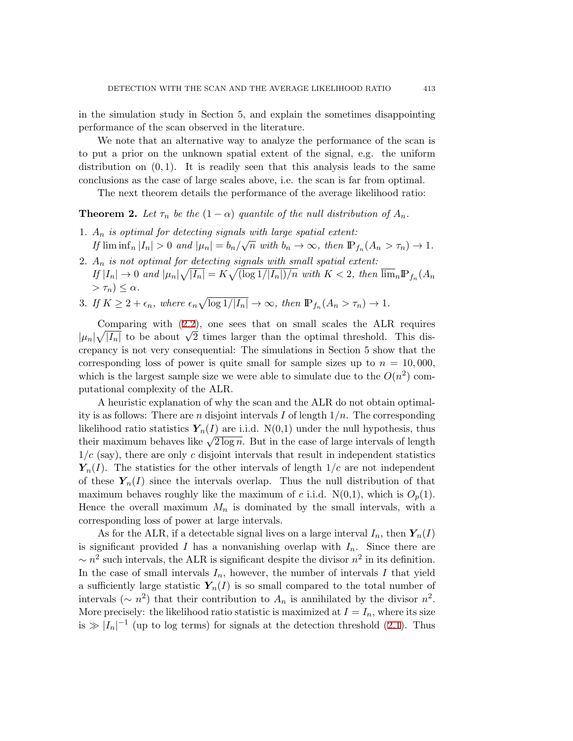in the simulation study in Section 5, and explain the sometimes disappointing performance of the scan observed in the literature.

We note that an alternative way to analyze the performance of the scan is to put a prior on the unknown spatial extent of the signal, e.g. the uniform distribution on $(0, 1)$. It is readily seen that this analysis leads to the same conclusions as the case of large scales above, i.e. the scan is far from optimal.

The next theorem details the performance of the average likelihood ratio:

**Theorem 2.** *Let $\tau_n$ be the $(1 - \alpha)$ quantile of the null distribution of $A_n$.*

1. *$A_n$ is optimal for detecting signals with large spatial extent:* *If $\liminf_n |I_n| > 0$ and $|\mu_n| = b_n/\sqrt{n}$ with $b_n \to \infty$, then $\mathbb{P}_{f_n}(A_n > \tau_n) \to 1$.*
2. *$A_n$ is not optimal for detecting signals with small spatial extent:* *If $|I_n| \to 0$ and $|\mu_n|\sqrt{|I_n|} = K\sqrt{(\log 1/|I_n|)/n}$ with $K < 2$, then $\overline{\lim}_n \mathbb{P}_{f_n}(A_n > \tau_n) \leq \alpha$.*
3. *If $K \geq 2 + \epsilon_n$, where $\epsilon_n\sqrt{\log 1/|I_n|} \to \infty$, then $\mathbb{P}_{f_n}(A_n > \tau_n) \to 1$.*

Comparing with (2.2), one sees that on small scales the ALR requires $|\mu_n|\sqrt{|I_n|}$ to be about $\sqrt{2}$ times larger than the optimal threshold. This discrepancy is not very consequential: The simulations in Section 5 show that the corresponding loss of power is quite small for sample sizes up to $n = 10,000$, which is the largest sample size we were able to simulate due to the $O(n^2)$ computational complexity of the ALR.

A heuristic explanation of why the scan and the ALR do not obtain optimality is as follows: There are $n$ disjoint intervals $I$ of length $1/n$. The corresponding likelihood ratio statistics $\boldsymbol{Y}_n(I)$ are i.i.d. N(0,1) under the null hypothesis, thus their maximum behaves like $\sqrt{2 \log n}$. But in the case of large intervals of length $1/c$ (say), there are only $c$ disjoint intervals that result in independent statistics $\boldsymbol{Y}_n(I)$. The statistics for the other intervals of length $1/c$ are not independent of these $\boldsymbol{Y}_n(I)$ since the intervals overlap. Thus the null distribution of that maximum behaves roughly like the maximum of $c$ i.i.d. N(0,1), which is $O_p(1)$. Hence the overall maximum $M_n$ is dominated by the small intervals, with a corresponding loss of power at large intervals.

As for the ALR, if a detectable signal lives on a large interval $I_n$, then $\boldsymbol{Y}_n(I)$ is significant provided $I$ has a nonvanishing overlap with $I_n$. Since there are $\sim n^2$ such intervals, the ALR is significant despite the divisor $n^2$ in its definition. In the case of small intervals $I_n$, however, the number of intervals $I$ that yield a sufficiently large statistic $\boldsymbol{Y}_n(I)$ is so small compared to the total number of intervals ($\sim n^2$) that their contribution to $A_n$ is annihilated by the divisor $n^2$. More precisely: the likelihood ratio statistic is maximized at $I = I_n$, where its size is $\gg |I_n|^{-1}$ (up to log terms) for signals at the detection threshold (2.1). Thus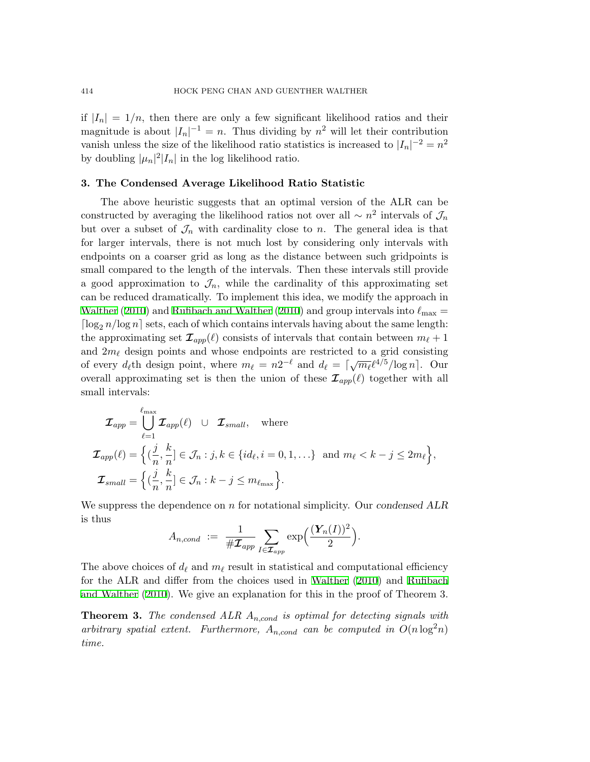if $|I_n| = 1/n$, then there are only a few significant likelihood ratios and their magnitude is about $|I_n|^{-1} = n$. Thus dividing by $n^2$ will let their contribution vanish unless the size of the likelihood ratio statistics is increased to $|I_n|^{-2} = n^2$ by doubling $|\mu_n|^2|I_n|$ in the log likelihood ratio.

## 3. The Condensed Average Likelihood Ratio Statistic

The above heuristic suggests that an optimal version of the ALR can be constructed by averaging the likelihood ratios not over all $\sim n^2$ intervals of $\mathcal{J}_n$ but over a subset of $\mathcal{J}_n$ with cardinality close to $n$. The general idea is that for larger intervals, there is not much lost by considering only intervals with endpoints on a coarser grid as long as the distance between such gridpoints is small compared to the length of the intervals. Then these intervals still provide a good approximation to $\mathcal{J}_n$, while the cardinality of this approximating set can be reduced dramatically. To implement this idea, we modify the approach in Walther (2010) and Rufibach and Walther (2010) and group intervals into $\ell_{\max} = \lceil \log_2 n/\log n \rceil$ sets, each of which contains intervals having about the same length: the approximating set $\boldsymbol{\mathcal{I}}_{app}(\ell)$ consists of intervals that contain between $m_\ell + 1$ and $2m_\ell$ design points and whose endpoints are restricted to a grid consisting of every $d_\ell$th design point, where $m_\ell = n2^{-\ell}$ and $d_\ell = \lceil \sqrt{m_\ell}\ell^{4/5}/\log n \rceil$. Our overall approximating set is then the union of these $\boldsymbol{\mathcal{I}}_{app}(\ell)$ together with all small intervals:

$$
\begin{aligned}
\boldsymbol{\mathcal{I}}_{app} &= \bigcup_{\ell=1}^{\ell_{\max}} \boldsymbol{\mathcal{I}}_{app}(\ell) \quad \cup \quad \boldsymbol{\mathcal{I}}_{small}, \quad \text{where} \\
\boldsymbol{\mathcal{I}}_{app}(\ell) &= \Big\{ (\frac{j}{n}, \frac{k}{n}] \in \mathcal{J}_n : j, k \in \{ i d_\ell, i = 0, 1, \ldots \} \ \text{ and } m_\ell < k - j \le 2m_\ell \Big\}, \\
\boldsymbol{\mathcal{I}}_{small} &= \Big\{ (\frac{j}{n}, \frac{k}{n}] \in \mathcal{J}_n : k - j \le m_{\ell_{\max}} \Big\}.
\end{aligned}
$$

We suppress the dependence on $n$ for notational simplicity. Our *condensed ALR* is thus

$$
A_{n,cond} \ := \ \frac{1}{\#\boldsymbol{\mathcal{I}}_{app}} \sum_{I \in \boldsymbol{\mathcal{I}}_{app}} \exp\Big( \frac{(\boldsymbol{Y}_n(I))^2}{2} \Big).
$$

The above choices of $d_\ell$ and $m_\ell$ result in statistical and computational efficiency for the ALR and differ from the choices used in Walther (2010) and Rufibach and Walther (2010). We give an explanation for this in the proof of Theorem 3.

**Theorem 3.** *The condensed ALR $A_{n,cond}$ is optimal for detecting signals with arbitrary spatial extent. Furthermore, $A_{n,cond}$ can be computed in $O(n \log^2 n)$ time.*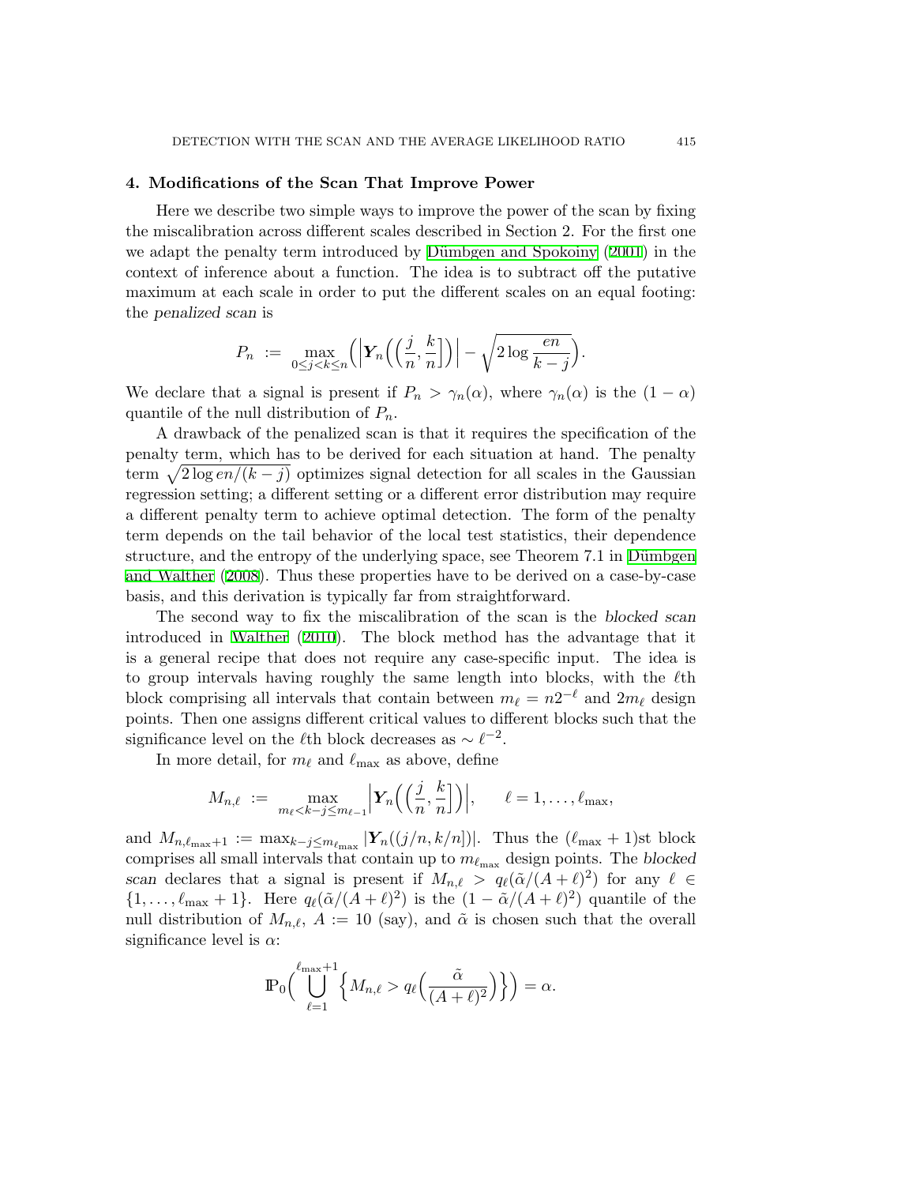## 4. Modifications of the Scan That Improve Power

Here we describe two simple ways to improve the power of the scan by fixing the miscalibration across different scales described in Section 2. For the first one we adapt the penalty term introduced by Dümbgen and Spokoiny (2001) in the context of inference about a function. The idea is to subtract off the putative maximum at each scale in order to put the different scales on an equal footing: the *penalized scan* is

$$P_n \;:=\; \max_{0\leq j<k\leq n}\Big(\Big|\boldsymbol{Y}_n\Big(\Big(\frac{j}{n},\frac{k}{n}\Big]\Big)\Big| - \sqrt{2\log\frac{en}{k-j}}\Big).$$

We declare that a signal is present if $P_n > \gamma_n(\alpha)$, where $\gamma_n(\alpha)$ is the $(1-\alpha)$ quantile of the null distribution of $P_n$.

A drawback of the penalized scan is that it requires the specification of the penalty term, which has to be derived for each situation at hand. The penalty term $\sqrt{2\log en/(k-j)}$ optimizes signal detection for all scales in the Gaussian regression setting; a different setting or a different error distribution may require a different penalty term to achieve optimal detection. The form of the penalty term depends on the tail behavior of the local test statistics, their dependence structure, and the entropy of the underlying space, see Theorem 7.1 in Dümbgen and Walther (2008). Thus these properties have to be derived on a case-by-case basis, and this derivation is typically far from straightforward.

The second way to fix the miscalibration of the scan is the *blocked scan* introduced in Walther (2010). The block method has the advantage that it is a general recipe that does not require any case-specific input. The idea is to group intervals having roughly the same length into blocks, with the $\ell$th block comprising all intervals that contain between $m_\ell = n2^{-\ell}$ and $2m_\ell$ design points. Then one assigns different critical values to different blocks such that the significance level on the $\ell$th block decreases as $\sim \ell^{-2}$.

In more detail, for $m_\ell$ and $\ell_{\max}$ as above, define

$$M_{n,\ell} \;:=\; \max_{m_\ell<k-j\leq m_{\ell-1}}\Big|\boldsymbol{Y}_n\Big(\Big(\frac{j}{n},\frac{k}{n}\Big]\Big)\Big|, \qquad \ell=1,\ldots,\ell_{\max},$$

and $M_{n,\ell_{\max}+1} := \max_{k-j\leq m_{\ell_{\max}}} |\boldsymbol{Y}_n((j/n,k/n])|$. Thus the $(\ell_{\max}+1)$st block comprises all small intervals that contain up to $m_{\ell_{\max}}$ design points. The *blocked scan* declares that a signal is present if $M_{n,\ell} > q_\ell(\tilde{\alpha}/(A+\ell)^2)$ for any $\ell \in \{1,\ldots,\ell_{\max}+1\}$. Here $q_\ell(\tilde{\alpha}/(A+\ell)^2)$ is the $(1-\tilde{\alpha}/(A+\ell)^2)$ quantile of the null distribution of $M_{n,\ell}$, $A := 10$ (say), and $\tilde{\alpha}$ is chosen such that the overall significance level is $\alpha$:

$$\mathbb{P}_0\Big(\bigcup_{\ell=1}^{\ell_{\max}+1}\Big\{M_{n,\ell} > q_\ell\Big(\frac{\tilde{\alpha}}{(A+\ell)^2}\Big)\Big\}\Big) = \alpha.$$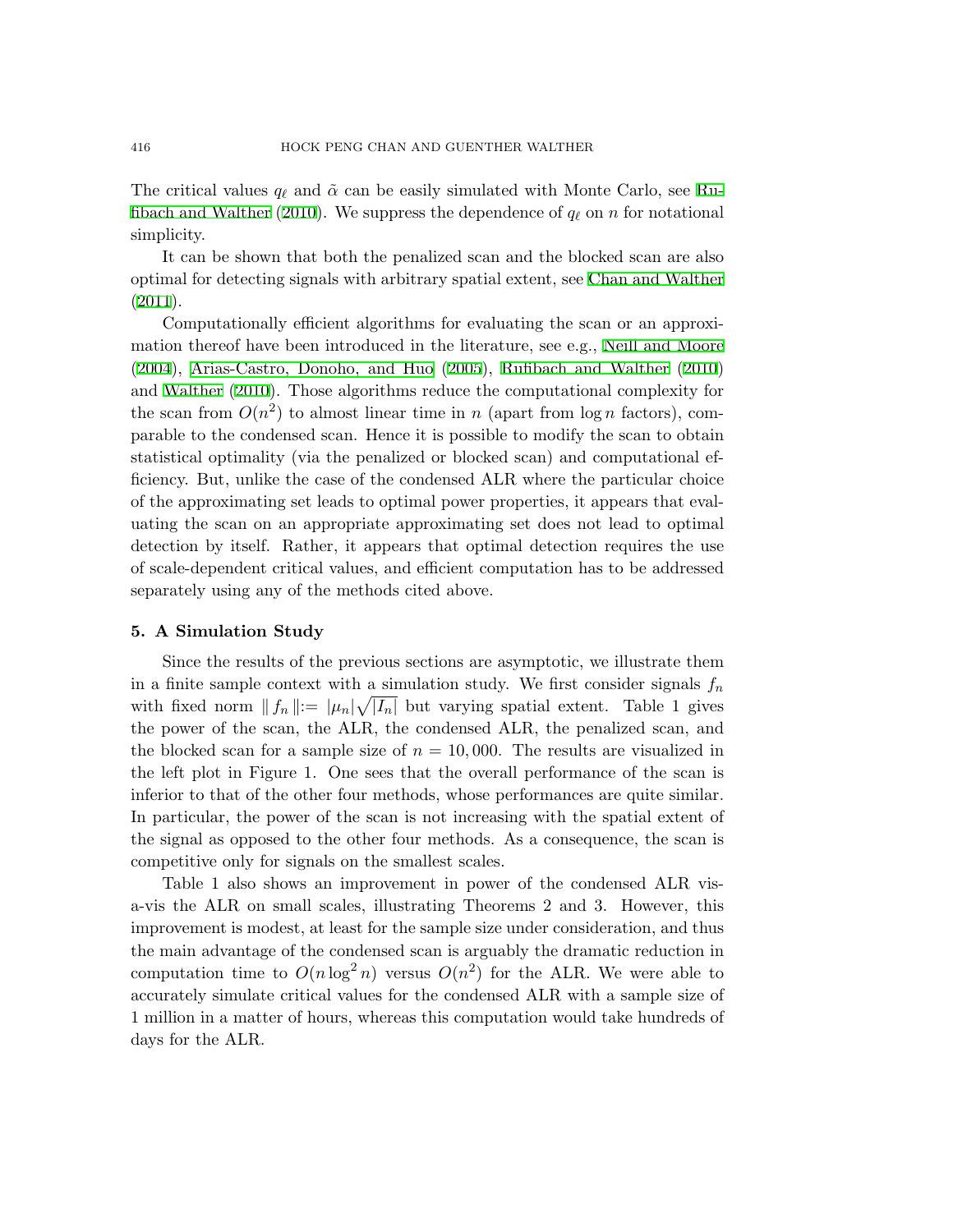The critical values $q_\ell$ and $\tilde{\alpha}$ can be easily simulated with Monte Carlo, see Rufibach and Walther (2010). We suppress the dependence of $q_\ell$ on $n$ for notational simplicity.

It can be shown that both the penalized scan and the blocked scan are also optimal for detecting signals with arbitrary spatial extent, see Chan and Walther (2011).

Computationally efficient algorithms for evaluating the scan or an approximation thereof have been introduced in the literature, see e.g., Neill and Moore (2004), Arias-Castro, Donoho, and Huo (2005), Rufibach and Walther (2010) and Walther (2010). Those algorithms reduce the computational complexity for the scan from $O(n^2)$ to almost linear time in $n$ (apart from $\log n$ factors), comparable to the condensed scan. Hence it is possible to modify the scan to obtain statistical optimality (via the penalized or blocked scan) and computational efficiency. But, unlike the case of the condensed ALR where the particular choice of the approximating set leads to optimal power properties, it appears that evaluating the scan on an appropriate approximating set does not lead to optimal detection by itself. Rather, it appears that optimal detection requires the use of scale-dependent critical values, and efficient computation has to be addressed separately using any of the methods cited above.

## 5. A Simulation Study

Since the results of the previous sections are asymptotic, we illustrate them in a finite sample context with a simulation study. We first consider signals $f_n$ with fixed norm $\| f_n \| := |\mu_n|\sqrt{|I_n|}$ but varying spatial extent. Table 1 gives the power of the scan, the ALR, the condensed ALR, the penalized scan, and the blocked scan for a sample size of $n = 10,000$. The results are visualized in the left plot in Figure 1. One sees that the overall performance of the scan is inferior to that of the other four methods, whose performances are quite similar. In particular, the power of the scan is not increasing with the spatial extent of the signal as opposed to the other four methods. As a consequence, the scan is competitive only for signals on the smallest scales.

Table 1 also shows an improvement in power of the condensed ALR vis-a-vis the ALR on small scales, illustrating Theorems 2 and 3. However, this improvement is modest, at least for the sample size under consideration, and thus the main advantage of the condensed scan is arguably the dramatic reduction in computation time to $O(n \log^2 n)$ versus $O(n^2)$ for the ALR. We were able to accurately simulate critical values for the condensed ALR with a sample size of 1 million in a matter of hours, whereas this computation would take hundreds of days for the ALR.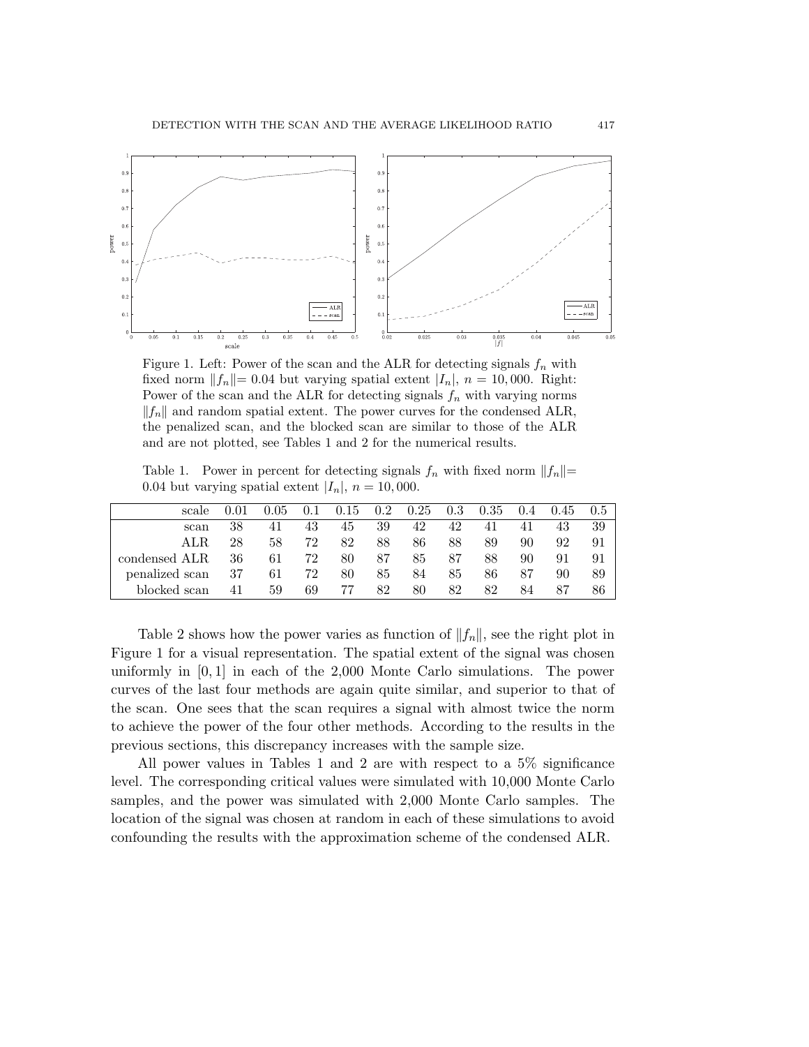Figure 1. Left: Power of the scan and the ALR for detecting signals $f_n$ with fixed norm $\|f_n\| = 0.04$ but varying spatial extent $|I_n|$, $n = 10,000$. Right: Power of the scan and the ALR for detecting signals $f_n$ with varying norms $\|f_n\|$ and random spatial extent. The power curves for the condensed ALR, the penalized scan, and the blocked scan are similar to those of the ALR and are not plotted, see Tables 1 and 2 for the numerical results.

Table 1. Power in percent for detecting signals $f_n$ with fixed norm $\|f_n\| = 0.04$ but varying spatial extent $|I_n|$, $n = 10,000$.

| scale | 0.01 | 0.05 | 0.1 | 0.15 | 0.2 | 0.25 | 0.3 | 0.35 | 0.4 | 0.45 | 0.5 |
|---|---|---|---|---|---|---|---|---|---|---|---|
| scan | 38 | 41 | 43 | 45 | 39 | 42 | 42 | 41 | 41 | 43 | 39 |
| ALR | 28 | 58 | 72 | 82 | 88 | 86 | 88 | 89 | 90 | 92 | 91 |
| condensed ALR | 36 | 61 | 72 | 80 | 87 | 85 | 87 | 88 | 90 | 91 | 91 |
| penalized scan | 37 | 61 | 72 | 80 | 85 | 84 | 85 | 86 | 87 | 90 | 89 |
| blocked scan | 41 | 59 | 69 | 77 | 82 | 80 | 82 | 82 | 84 | 87 | 86 |

Table 2 shows how the power varies as function of $\|f_n\|$, see the right plot in Figure 1 for a visual representation. The spatial extent of the signal was chosen uniformly in $[0, 1]$ in each of the 2,000 Monte Carlo simulations. The power curves of the last four methods are again quite similar, and superior to that of the scan. One sees that the scan requires a signal with almost twice the norm to achieve the power of the four other methods. According to the results in the previous sections, this discrepancy increases with the sample size.

All power values in Tables 1 and 2 are with respect to a 5% significance level. The corresponding critical values were simulated with 10,000 Monte Carlo samples, and the power was simulated with 2,000 Monte Carlo samples. The location of the signal was chosen at random in each of these simulations to avoid confounding the results with the approximation scheme of the condensed ALR.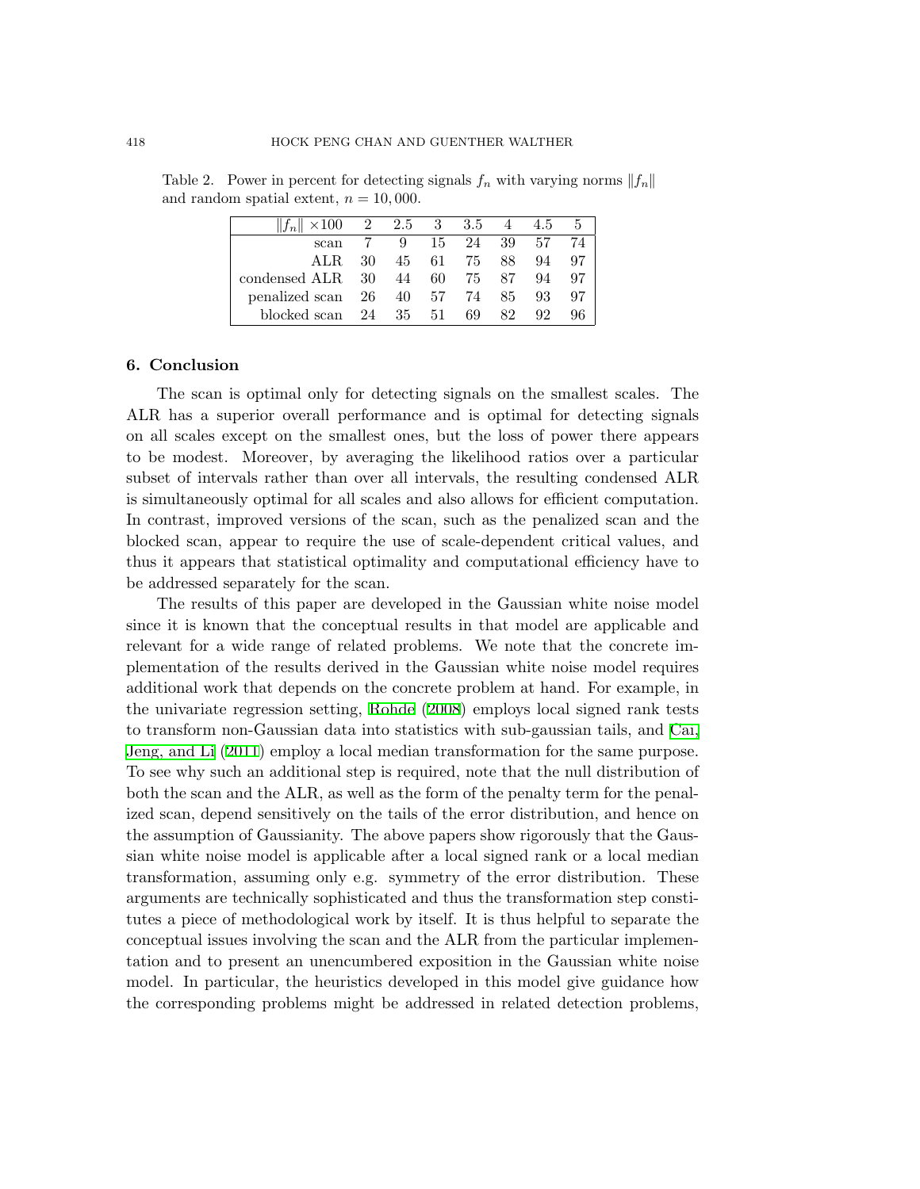Table 2. Power in percent for detecting signals $f_n$ with varying norms $\|f_n\|$ and random spatial extent, $n = 10,000$.

| $\|f_n\| \times 100$ | 2 | 2.5 | 3 | 3.5 | 4 | 4.5 | 5 |
|---|---|---|---|---|---|---|---|
| scan | 7 | 9 | 15 | 24 | 39 | 57 | 74 |
| ALR | 30 | 45 | 61 | 75 | 88 | 94 | 97 |
| condensed ALR | 30 | 44 | 60 | 75 | 87 | 94 | 97 |
| penalized scan | 26 | 40 | 57 | 74 | 85 | 93 | 97 |
| blocked scan | 24 | 35 | 51 | 69 | 82 | 92 | 96 |

## 6. Conclusion

The scan is optimal only for detecting signals on the smallest scales. The ALR has a superior overall performance and is optimal for detecting signals on all scales except on the smallest ones, but the loss of power there appears to be modest. Moreover, by averaging the likelihood ratios over a particular subset of intervals rather than over all intervals, the resulting condensed ALR is simultaneously optimal for all scales and also allows for efficient computation. In contrast, improved versions of the scan, such as the penalized scan and the blocked scan, appear to require the use of scale-dependent critical values, and thus it appears that statistical optimality and computational efficiency have to be addressed separately for the scan.

The results of this paper are developed in the Gaussian white noise model since it is known that the conceptual results in that model are applicable and relevant for a wide range of related problems. We note that the concrete implementation of the results derived in the Gaussian white noise model requires additional work that depends on the concrete problem at hand. For example, in the univariate regression setting, Rohde (2008) employs local signed rank tests to transform non-Gaussian data into statistics with sub-gaussian tails, and Cai, Jeng, and Li (2011) employ a local median transformation for the same purpose. To see why such an additional step is required, note that the null distribution of both the scan and the ALR, as well as the form of the penalty term for the penalized scan, depend sensitively on the tails of the error distribution, and hence on the assumption of Gaussianity. The above papers show rigorously that the Gaussian white noise model is applicable after a local signed rank or a local median transformation, assuming only e.g. symmetry of the error distribution. These arguments are technically sophisticated and thus the transformation step constitutes a piece of methodological work by itself. It is thus helpful to separate the conceptual issues involving the scan and the ALR from the particular implementation and to present an unencumbered exposition in the Gaussian white noise model. In particular, the heuristics developed in this model give guidance how the corresponding problems might be addressed in related detection problems,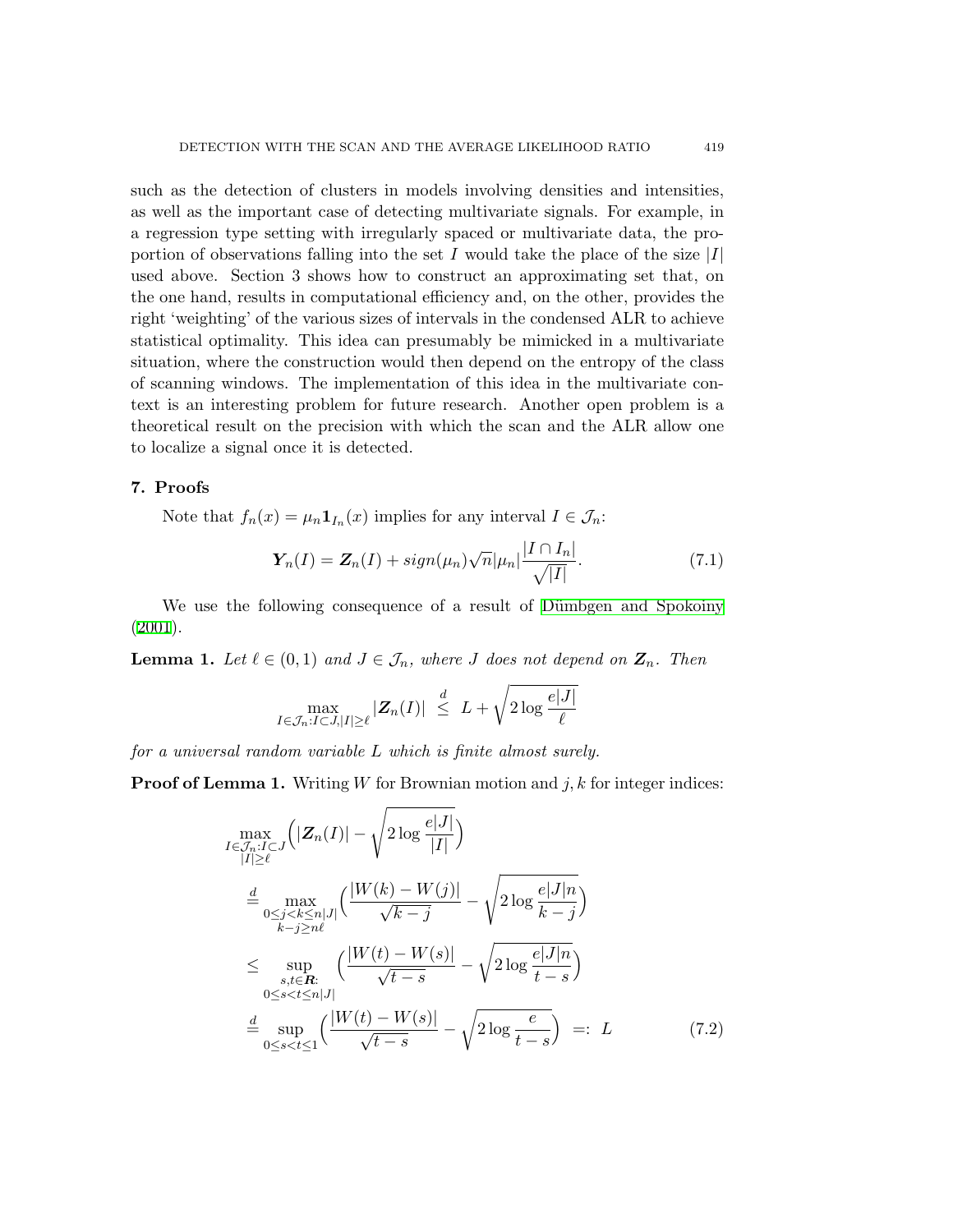such as the detection of clusters in models involving densities and intensities, as well as the important case of detecting multivariate signals. For example, in a regression type setting with irregularly spaced or multivariate data, the proportion of observations falling into the set $I$ would take the place of the size $|I|$ used above. Section 3 shows how to construct an approximating set that, on the one hand, results in computational efficiency and, on the other, provides the right 'weighting' of the various sizes of intervals in the condensed ALR to achieve statistical optimality. This idea can presumably be mimicked in a multivariate situation, where the construction would then depend on the entropy of the class of scanning windows. The implementation of this idea in the multivariate context is an interesting problem for future research. Another open problem is a theoretical result on the precision with which the scan and the ALR allow one to localize a signal once it is detected.

## 7. Proofs

Note that $f_n(x) = \mu_n \mathbf{1}_{I_n}(x)$ implies for any interval $I \in \mathcal{J}_n$:

$$\boldsymbol{Y}_n(I) = \boldsymbol{Z}_n(I) + sign(\mu_n)\sqrt{n}|\mu_n|\frac{|I \cap I_n|}{\sqrt{|I|}}. \tag{7.1}$$

We use the following consequence of a result of Dümbgen and Spokoiny (2001).

**Lemma 1.** *Let $\ell \in (0,1)$ and $J \in \mathcal{J}_n$, where $J$ does not depend on $\boldsymbol{Z}_n$. Then*

$$\max_{I \in \mathcal{J}_n : I \subset J, |I| \geq \ell} |\boldsymbol{Z}_n(I)| \overset{d}{\leq} L + \sqrt{2 \log \frac{e|J|}{\ell}}$$

*for a universal random variable $L$ which is finite almost surely.*

**Proof of Lemma 1.** Writing $W$ for Brownian motion and $j, k$ for integer indices:

$$\begin{aligned}
&\max_{\substack{I \in \mathcal{J}_n : I \subset J \\ |I| \geq \ell}} \Big( |\boldsymbol{Z}_n(I)| - \sqrt{2 \log \frac{e|J|}{|I|}} \Big) \\
&\overset{d}{=} \max_{\substack{0 \leq j < k \leq n|J| \\ k - j \geq n\ell}} \Big( \frac{|W(k) - W(j)|}{\sqrt{k-j}} - \sqrt{2 \log \frac{e|J|n}{k-j}} \Big) \\
&\leq \sup_{\substack{s,t \in \boldsymbol{R}: \\ 0 \leq s < t \leq n|J|}} \Big( \frac{|W(t) - W(s)|}{\sqrt{t-s}} - \sqrt{2 \log \frac{e|J|n}{t-s}} \Big) \\
&\overset{d}{=} \sup_{0 \leq s < t \leq 1} \Big( \frac{|W(t) - W(s)|}{\sqrt{t-s}} - \sqrt{2 \log \frac{e}{t-s}} \Big) \ =: \ L
\end{aligned} \tag{7.2}$$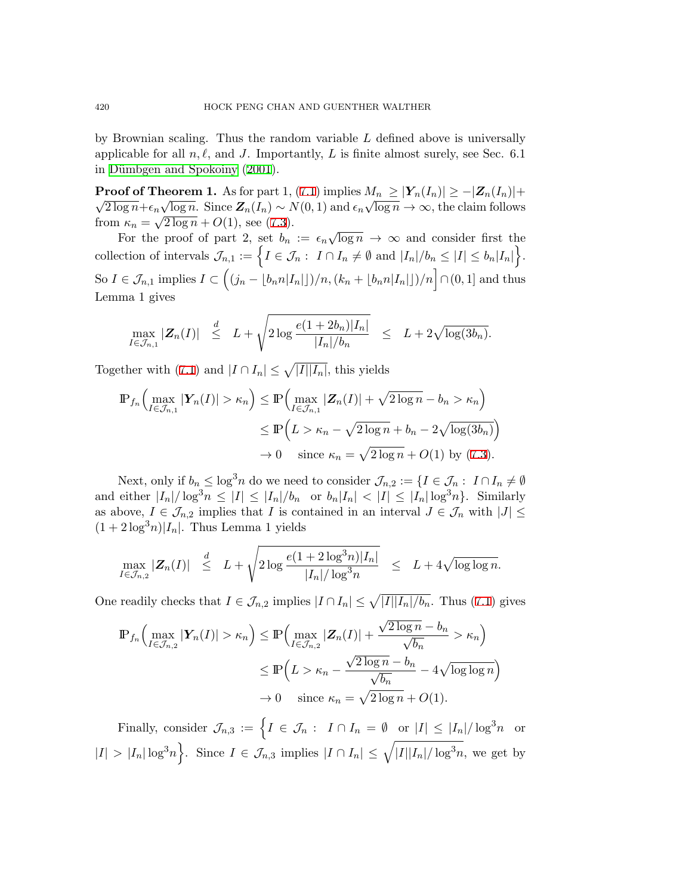by Brownian scaling. Thus the random variable $L$ defined above is universally applicable for all $n, \ell$, and $J$. Importantly, $L$ is finite almost surely, see Sec. 6.1 in Dümbgen and Spokoiny (2001).

**Proof of Theorem 1.** As for part 1, (7.1) implies $M_n \geq |\boldsymbol{Y}_n(I_n)| \geq -|\boldsymbol{Z}_n(I_n)| + \sqrt{2\log n} + \epsilon_n\sqrt{\log n}$. Since $\boldsymbol{Z}_n(I_n) \sim N(0,1)$ and $\epsilon_n\sqrt{\log n} \to \infty$, the claim follows from $\kappa_n = \sqrt{2\log n} + O(1)$, see (7.3).

For the proof of part 2, set $b_n := \epsilon_n\sqrt{\log n} \to \infty$ and consider first the collection of intervals $\mathcal{J}_{n,1} := \Big\{I \in \mathcal{J}_n : \; I \cap I_n \neq \emptyset \text{ and } |I_n|/b_n \leq |I| \leq b_n|I_n|\Big\}$. So $I \in \mathcal{J}_{n,1}$ implies $I \subset \Big((j_n - \lfloor b_n n|I_n|\rfloor)/n, (k_n + \lfloor b_n n|I_n|\rfloor)/n\Big] \cap (0,1]$ and thus Lemma 1 gives

$$\max_{I \in \mathcal{J}_{n,1}} |\boldsymbol{Z}_n(I)| \;\; \stackrel{d}{\leq} \;\; L + \sqrt{2\log\frac{e(1+2b_n)|I_n|}{|I_n|/b_n}} \;\; \leq \;\; L + 2\sqrt{\log(3b_n)}.$$

Together with (7.1) and $|I \cap I_n| \leq \sqrt{|I||I_n|}$, this yields

$$\begin{aligned}
\mathbb{P}_{f_n}\Big(\max_{I\in\mathcal{J}_{n,1}} |\boldsymbol{Y}_n(I)| > \kappa_n\Big) &\leq \mathbb{P}\Big(\max_{I\in\mathcal{J}_{n,1}} |\boldsymbol{Z}_n(I)| + \sqrt{2\log n} - b_n > \kappa_n\Big) \\
&\leq \mathbb{P}\Big(L > \kappa_n - \sqrt{2\log n} + b_n - 2\sqrt{\log(3b_n)}\Big) \\
&\to 0 \quad \text{since } \kappa_n = \sqrt{2\log n} + O(1) \text{ by (7.3)}.
\end{aligned}$$

Next, only if $b_n \leq \log^3 n$ do we need to consider $\mathcal{J}_{n,2} := \{I \in \mathcal{J}_n : \; I \cap I_n \neq \emptyset$ and either $|I_n|/\log^3 n \leq |I| \leq |I_n|/b_n$ or $b_n|I_n| < |I| \leq |I_n|\log^3 n\}$. Similarly as above, $I \in \mathcal{J}_{n,2}$ implies that $I$ is contained in an interval $J \in \mathcal{J}_n$ with $|J| \leq (1 + 2\log^3 n)|I_n|$. Thus Lemma 1 yields

$$\max_{I \in \mathcal{J}_{n,2}} |\boldsymbol{Z}_n(I)| \;\; \stackrel{d}{\leq} \;\; L + \sqrt{2\log\frac{e(1+2\log^3 n)|I_n|}{|I_n|/\log^3 n}} \;\; \leq \;\; L + 4\sqrt{\log\log n}.$$

One readily checks that $I \in \mathcal{J}_{n,2}$ implies $|I \cap I_n| \leq \sqrt{|I||I_n|/b_n}$. Thus (7.1) gives

$$\begin{aligned}
\mathbb{P}_{f_n}\Big(\max_{I\in\mathcal{J}_{n,2}} |\boldsymbol{Y}_n(I)| > \kappa_n\Big) &\leq \mathbb{P}\Big(\max_{I\in\mathcal{J}_{n,2}} |\boldsymbol{Z}_n(I)| + \frac{\sqrt{2\log n} - b_n}{\sqrt{b_n}} > \kappa_n\Big) \\
&\leq \mathbb{P}\Big(L > \kappa_n - \frac{\sqrt{2\log n} - b_n}{\sqrt{b_n}} - 4\sqrt{\log\log n}\Big) \\
&\to 0 \quad \text{since } \kappa_n = \sqrt{2\log n} + O(1).
\end{aligned}$$

Finally, consider $\mathcal{J}_{n,3} := \Big\{I \in \mathcal{J}_n : \; I \cap I_n = \emptyset \;\text{ or } |I| \leq |I_n|/\log^3 n \;\text{ or } |I| > |I_n|\log^3 n\Big\}$. Since $I \in \mathcal{J}_{n,3}$ implies $|I \cap I_n| \leq \sqrt{|I||I_n|/\log^3 n}$, we get by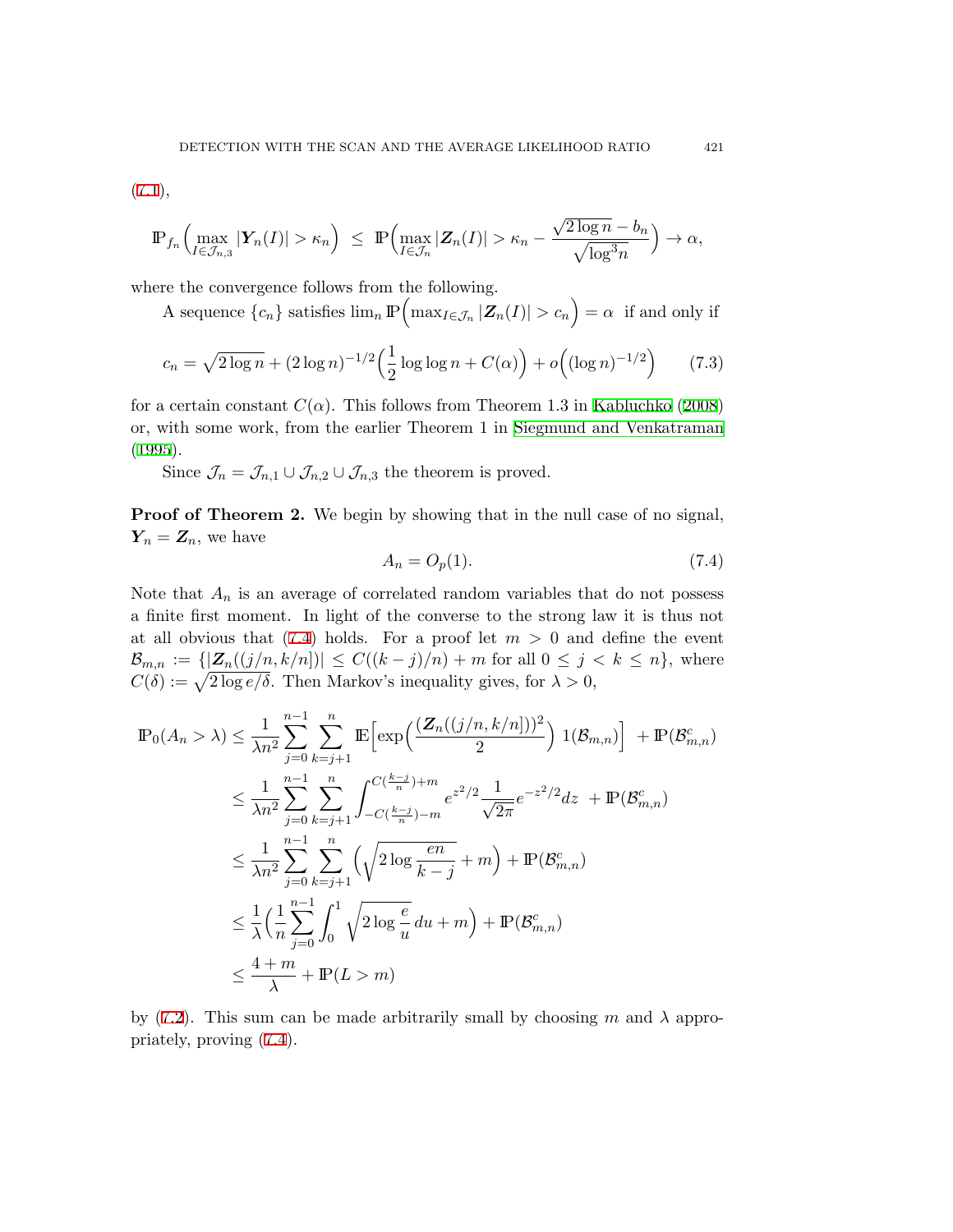(7.1),

$$\mathbb{P}_{f_n}\Big(\max_{I\in\mathcal{J}_{n,3}}|\boldsymbol{Y}_n(I)|>\kappa_n\Big)\ \le\ \mathbb{P}\Big(\max_{I\in\mathcal{J}_n}|\boldsymbol{Z}_n(I)|>\kappa_n-\frac{\sqrt{2\log n}-b_n}{\sqrt{\log^3 n}}\Big)\to\alpha,$$

where the convergence follows from the following.

A sequence $\{c_n\}$ satisfies $\lim_n \mathbb{P}\Big(\max_{I\in\mathcal{J}_n}|\boldsymbol{Z}_n(I)|>c_n\Big)=\alpha$ if and only if

$$c_n=\sqrt{2\log n}+(2\log n)^{-1/2}\Big(\frac{1}{2}\log\log n+C(\alpha)\Big)+o\Big((\log n)^{-1/2}\Big) \qquad (7.3)$$

for a certain constant $C(\alpha)$. This follows from Theorem 1.3 in Kabluchko (2008) or, with some work, from the earlier Theorem 1 in Siegmund and Venkatraman (1995).

Since $\mathcal{J}_n=\mathcal{J}_{n,1}\cup\mathcal{J}_{n,2}\cup\mathcal{J}_{n,3}$ the theorem is proved.

**Proof of Theorem 2.** We begin by showing that in the null case of no signal, $\boldsymbol{Y}_n=\boldsymbol{Z}_n$, we have

$$A_n=O_p(1). \qquad (7.4)$$

Note that $A_n$ is an average of correlated random variables that do not possess a finite first moment. In light of the converse to the strong law it is thus not at all obvious that (7.4) holds. For a proof let $m>0$ and define the event $\mathcal{B}_{m,n}:=\{|\boldsymbol{Z}_n((j/n,k/n])|\le C((k-j)/n)+m \text{ for all } 0\le j<k\le n\}$, where $C(\delta):=\sqrt{2\log e/\delta}$. Then Markov's inequality gives, for $\lambda>0$,

$$\begin{aligned}
\mathbb{P}_0(A_n>\lambda) &\le \frac{1}{\lambda n^2}\sum_{j=0}^{n-1}\sum_{k=j+1}^{n}\mathbb{E}\Big[\exp\Big(\frac{(\boldsymbol{Z}_n((j/n,k/n]))^2}{2}\Big)\,1(\mathcal{B}_{m,n})\Big]\ +\mathbb{P}(\mathcal{B}_{m,n}^c)\\
&\le \frac{1}{\lambda n^2}\sum_{j=0}^{n-1}\sum_{k=j+1}^{n}\int_{-C(\frac{k-j}{n})-m}^{C(\frac{k-j}{n})+m} e^{z^2/2}\frac{1}{\sqrt{2\pi}}e^{-z^2/2}dz\ +\mathbb{P}(\mathcal{B}_{m,n}^c)\\
&\le \frac{1}{\lambda n^2}\sum_{j=0}^{n-1}\sum_{k=j+1}^{n}\Big(\sqrt{2\log\frac{en}{k-j}}+m\Big)+\mathbb{P}(\mathcal{B}_{m,n}^c)\\
&\le \frac{1}{\lambda}\Big(\frac{1}{n}\sum_{j=0}^{n-1}\int_0^1\sqrt{2\log\frac{e}{u}}\,du+m\Big)+\mathbb{P}(\mathcal{B}_{m,n}^c)\\
&\le \frac{4+m}{\lambda}+\mathbb{P}(L>m)
\end{aligned}$$

by (7.2). This sum can be made arbitrarily small by choosing $m$ and $\lambda$ appropriately, proving (7.4).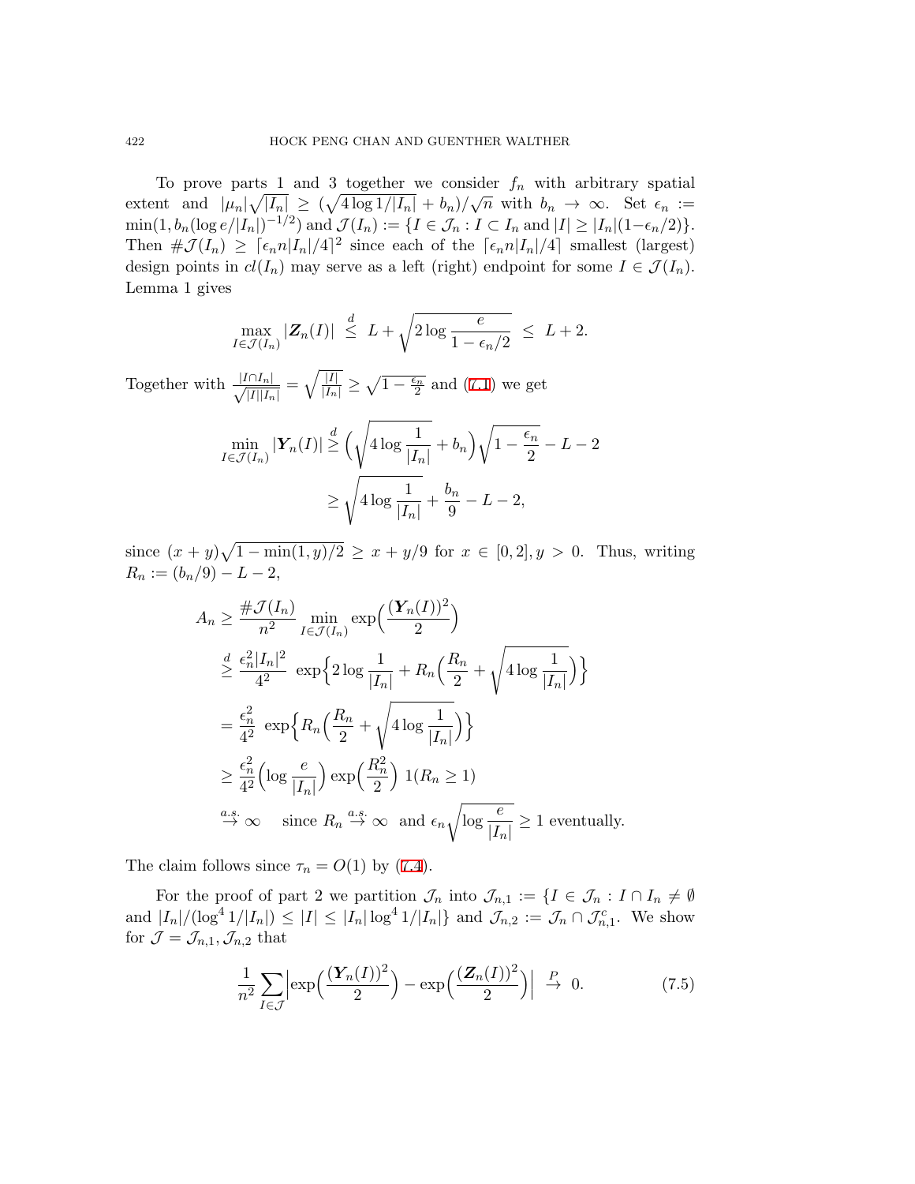To prove parts 1 and 3 together we consider $f_n$ with arbitrary spatial extent and $|\mu_n|\sqrt{|I_n|} \geq (\sqrt{4\log 1/|I_n|} + b_n)/\sqrt{n}$ with $b_n \to \infty$. Set $\epsilon_n := \min(1, b_n(\log e/|I_n|)^{-1/2})$ and $\mathcal{J}(I_n) := \{I \in \mathcal{J}_n : I \subset I_n \text{ and } |I| \geq |I_n|(1-\epsilon_n/2)\}$. Then $\#\mathcal{J}(I_n) \geq \lceil \epsilon_n n|I_n|/4 \rceil^2$ since each of the $\lceil \epsilon_n n|I_n|/4 \rceil$ smallest (largest) design points in $cl(I_n)$ may serve as a left (right) endpoint for some $I \in \mathcal{J}(I_n)$. Lemma 1 gives

$$\max_{I \in \mathcal{J}(I_n)} |\boldsymbol{Z}_n(I)| \overset{d}{\leq} L + \sqrt{2\log\frac{e}{1-\epsilon_n/2}} \leq L + 2.$$

Together with $\frac{|I \cap I_n|}{\sqrt{|I||I_n|}} = \sqrt{\frac{|I|}{|I_n|}} \geq \sqrt{1-\frac{\epsilon_n}{2}}$ and (7.1) we get

$$\begin{aligned}
\min_{I \in \mathcal{J}(I_n)} |\boldsymbol{Y}_n(I)| &\overset{d}{\geq} \Big(\sqrt{4\log\frac{1}{|I_n|}} + b_n\Big)\sqrt{1-\frac{\epsilon_n}{2}} - L - 2 \\
&\geq \sqrt{4\log\frac{1}{|I_n|}} + \frac{b_n}{9} - L - 2,
\end{aligned}$$

since $(x+y)\sqrt{1-\min(1,y)/2} \geq x + y/9$ for $x \in [0,2], y > 0$. Thus, writing $R_n := (b_n/9) - L - 2$,

$$\begin{aligned}
A_n &\geq \frac{\#\mathcal{J}(I_n)}{n^2} \min_{I \in \mathcal{J}(I_n)} \exp\Big(\frac{(\boldsymbol{Y}_n(I))^2}{2}\Big) \\
&\overset{d}{\geq} \frac{\epsilon_n^2 |I_n|^2}{4^2} \exp\Big\{2\log\frac{1}{|I_n|} + R_n\Big(\frac{R_n}{2} + \sqrt{4\log\frac{1}{|I_n|}}\Big)\Big\} \\
&= \frac{\epsilon_n^2}{4^2} \exp\Big\{R_n\Big(\frac{R_n}{2} + \sqrt{4\log\frac{1}{|I_n|}}\Big)\Big\} \\
&\geq \frac{\epsilon_n^2}{4^2}\Big(\log\frac{e}{|I_n|}\Big)\exp\Big(\frac{R_n^2}{2}\Big)\, 1(R_n \geq 1) \\
&\overset{a.s.}{\to} \infty \quad \text{since } R_n \overset{a.s.}{\to} \infty \text{ and } \epsilon_n\sqrt{\log\frac{e}{|I_n|}} \geq 1 \text{ eventually.}
\end{aligned}$$

The claim follows since $\tau_n = O(1)$ by (7.4).

For the proof of part 2 we partition $\mathcal{J}_n$ into $\mathcal{J}_{n,1} := \{I \in \mathcal{J}_n : I \cap I_n \neq \emptyset$ and $|I_n|/(\log^4 1/|I_n|) \leq |I| \leq |I_n|\log^4 1/|I_n|\}$ and $\mathcal{J}_{n,2} := \mathcal{J}_n \cap \mathcal{J}_{n,1}^c$. We show for $\mathcal{J} = \mathcal{J}_{n,1}, \mathcal{J}_{n,2}$ that

$$\frac{1}{n^2}\sum_{I \in \mathcal{J}}\Big|\exp\Big(\frac{(\boldsymbol{Y}_n(I))^2}{2}\Big) - \exp\Big(\frac{(\boldsymbol{Z}_n(I))^2}{2}\Big)\Big| \overset{P}{\to} 0. \tag{7.5}$$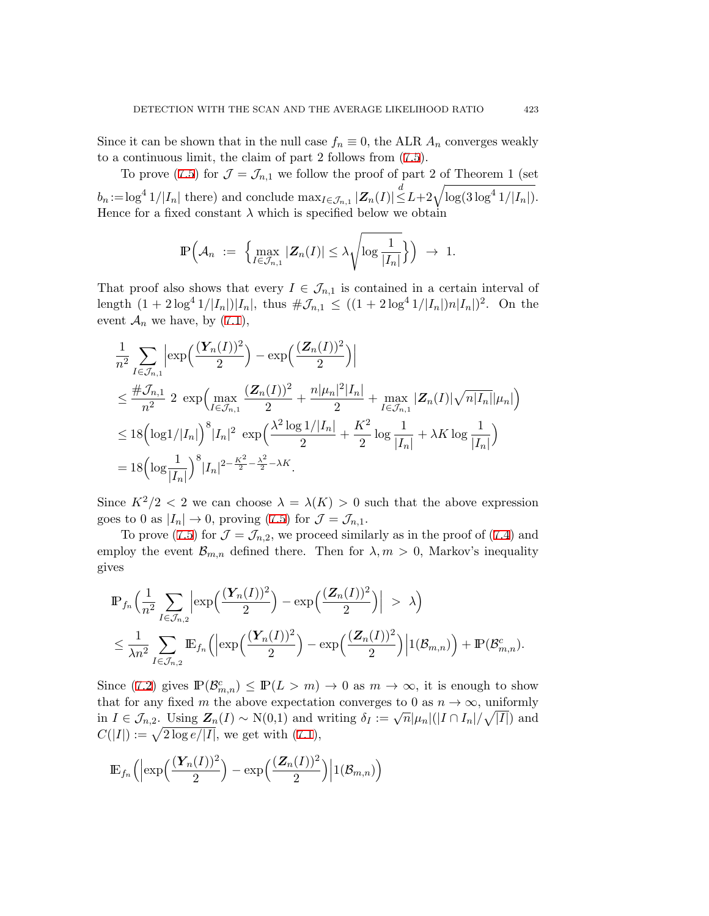Since it can be shown that in the null case $f_n \equiv 0$, the ALR $A_n$ converges weakly to a continuous limit, the claim of part 2 follows from (7.5).

To prove (7.5) for $\mathcal{J} = \mathcal{J}_{n,1}$ we follow the proof of part 2 of Theorem 1 (set $b_n := \log^4 1/|I_n|$ there) and conclude $\max_{I \in \mathcal{J}_{n,1}} |\boldsymbol{Z}_n(I)| \stackrel{d}{\leq} L + 2\sqrt{\log(3\log^4 1/|I_n|)}$. Hence for a fixed constant $\lambda$ which is specified below we obtain

$$\mathbb{P}\Big(\mathcal{A}_n \;:=\; \Big\{\max_{I \in \mathcal{J}_{n,1}} |\boldsymbol{Z}_n(I)| \leq \lambda\sqrt{\log\frac{1}{|I_n|}}\Big\}\Big) \;\to\; 1.$$

That proof also shows that every $I \in \mathcal{J}_{n,1}$ is contained in a certain interval of length $(1 + 2\log^4 1/|I_n|)|I_n|$, thus $\#\mathcal{J}_{n,1} \leq ((1 + 2\log^4 1/|I_n|)n|I_n|)^2$. On the event $\mathcal{A}_n$ we have, by (7.1),

$$\begin{aligned}
&\frac{1}{n^2}\sum_{I \in \mathcal{J}_{n,1}} \Big|\exp\Big(\frac{(\boldsymbol{Y}_n(I))^2}{2}\Big) - \exp\Big(\frac{(\boldsymbol{Z}_n(I))^2}{2}\Big)\Big| \\
&\leq \frac{\#\mathcal{J}_{n,1}}{n^2}\, 2\, \exp\Big(\max_{I \in \mathcal{J}_{n,1}} \frac{(\boldsymbol{Z}_n(I))^2}{2} + \frac{n|\mu_n|^2|I_n|}{2} + \max_{I \in \mathcal{J}_{n,1}} |\boldsymbol{Z}_n(I)|\sqrt{n|I_n|}|\mu_n|\Big) \\
&\leq 18\Big(\log 1/|I_n|\Big)^8 |I_n|^2\, \exp\Big(\frac{\lambda^2 \log 1/|I_n|}{2} + \frac{K^2}{2}\log\frac{1}{|I_n|} + \lambda K \log\frac{1}{|I_n|}\Big) \\
&= 18\Big(\log\frac{1}{|I_n|}\Big)^8 |I_n|^{2 - \frac{K^2}{2} - \frac{\lambda^2}{2} - \lambda K}.
\end{aligned}$$

Since $K^2/2 < 2$ we can choose $\lambda = \lambda(K) > 0$ such that the above expression goes to 0 as $|I_n| \to 0$, proving (7.5) for $\mathcal{J} = \mathcal{J}_{n,1}$.

To prove (7.5) for $\mathcal{J} = \mathcal{J}_{n,2}$, we proceed similarly as in the proof of (7.4) and employ the event $\mathcal{B}_{m,n}$ defined there. Then for $\lambda, m > 0$, Markov's inequality gives

$$\begin{aligned}
&\mathbb{P}_{f_n}\Big(\frac{1}{n^2}\sum_{I \in \mathcal{J}_{n,2}} \Big|\exp\Big(\frac{(\boldsymbol{Y}_n(I))^2}{2}\Big) - \exp\Big(\frac{(\boldsymbol{Z}_n(I))^2}{2}\Big)\Big| \;>\; \lambda\Big) \\
&\leq \frac{1}{\lambda n^2}\sum_{I \in \mathcal{J}_{n,2}} \mathbb{E}_{f_n}\Big(\Big|\exp\Big(\frac{(\boldsymbol{Y}_n(I))^2}{2}\Big) - \exp\Big(\frac{(\boldsymbol{Z}_n(I))^2}{2}\Big)\Big| 1(\mathcal{B}_{m,n})\Big) + \mathbb{P}(\mathcal{B}_{m,n}^c).
\end{aligned}$$

Since (7.2) gives $\mathbb{P}(\mathcal{B}_{m,n}^c) \leq \mathbb{P}(L > m) \to 0$ as $m \to \infty$, it is enough to show that for any fixed $m$ the above expectation converges to 0 as $n \to \infty$, uniformly in $I \in \mathcal{J}_{n,2}$. Using $\boldsymbol{Z}_n(I) \sim \mathrm{N}(0,1)$ and writing $\delta_I := \sqrt{n}|\mu_n|(|I \cap I_n|/\sqrt{|I|})$ and $C(|I|) := \sqrt{2\log e/|I|}$, we get with (7.1),

$$\mathbb{E}_{f_n}\Big(\Big|\exp\Big(\frac{(\boldsymbol{Y}_n(I))^2}{2}\Big) - \exp\Big(\frac{(\boldsymbol{Z}_n(I))^2}{2}\Big)\Big| 1(\mathcal{B}_{m,n})\Big)$$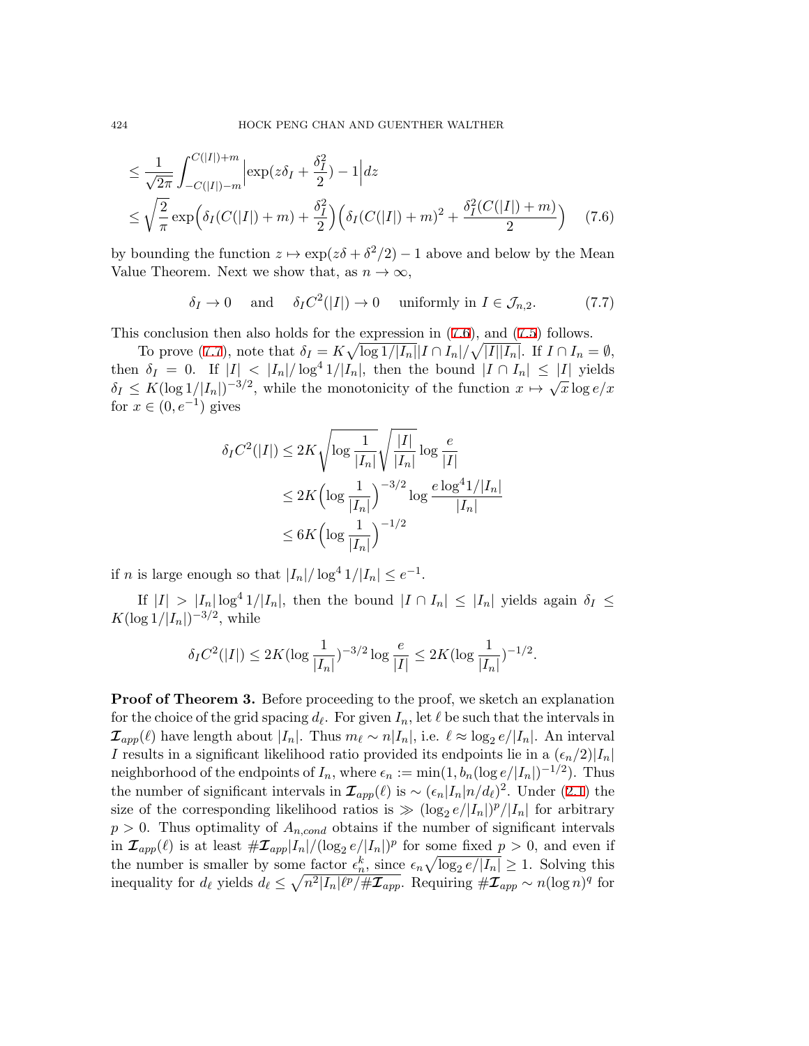$$
\begin{aligned}
&\leq \frac{1}{\sqrt{2\pi}} \int_{-C(|I|)-m}^{C(|I|)+m} \Big| \exp(z\delta_I + \frac{\delta_I^2}{2}) - 1 \Big| dz \\
&\leq \sqrt{\frac{2}{\pi}} \exp\Big(\delta_I (C(|I|)+m) + \frac{\delta_I^2}{2}\Big) \Big(\delta_I (C(|I|)+m)^2 + \frac{\delta_I^2 (C(|I|)+m)}{2}\Big) \qquad (7.6)
\end{aligned}
$$

by bounding the function $z \mapsto \exp(z\delta + \delta^2/2) - 1$ above and below by the Mean Value Theorem. Next we show that, as $n \to \infty$,

$$
\delta_I \to 0 \quad \text{and} \quad \delta_I C^2(|I|) \to 0 \quad \text{uniformly in } I \in \mathcal{J}_{n,2}. \qquad (7.7)
$$

This conclusion then also holds for the expression in (7.6), and (7.5) follows.

To prove (7.7), note that $\delta_I = K\sqrt{\log 1/|I_n|}|I \cap I_n|/\sqrt{|I||I_n|}$. If $I \cap I_n = \emptyset$, then $\delta_I = 0$. If $|I| < |I_n|/\log^4 1/|I_n|$, then the bound $|I \cap I_n| \leq |I|$ yields $\delta_I \leq K(\log 1/|I_n|)^{-3/2}$, while the monotonicity of the function $x \mapsto \sqrt{x}\log e/x$ for $x \in (0, e^{-1})$ gives

$$
\begin{aligned}
\delta_I C^2(|I|) &\leq 2K\sqrt{\log \frac{1}{|I_n|}} \sqrt{\frac{|I|}{|I_n|}} \log \frac{e}{|I|} \\
&\leq 2K\Big(\log \frac{1}{|I_n|}\Big)^{-3/2} \log \frac{e \log^4 1/|I_n|}{|I_n|} \\
&\leq 6K\Big(\log \frac{1}{|I_n|}\Big)^{-1/2}
\end{aligned}
$$

if $n$ is large enough so that $|I_n|/\log^4 1/|I_n| \leq e^{-1}$.

If $|I| > |I_n|\log^4 1/|I_n|$, then the bound $|I \cap I_n| \leq |I_n|$ yields again $\delta_I \leq K(\log 1/|I_n|)^{-3/2}$, while

$$
\delta_I C^2(|I|) \leq 2K(\log \frac{1}{|I_n|})^{-3/2} \log \frac{e}{|I|} \leq 2K(\log \frac{1}{|I_n|})^{-1/2}.
$$

**Proof of Theorem 3.** Before proceeding to the proof, we sketch an explanation for the choice of the grid spacing $d_\ell$. For given $I_n$, let $\ell$ be such that the intervals in $\mathcal{I}_{app}(\ell)$ have length about $|I_n|$. Thus $m_\ell \sim n|I_n|$, i.e. $\ell \approx \log_2 e/|I_n|$. An interval $I$ results in a significant likelihood ratio provided its endpoints lie in a $(\epsilon_n/2)|I_n|$ neighborhood of the endpoints of $I_n$, where $\epsilon_n := \min(1, b_n(\log e/|I_n|)^{-1/2})$. Thus the number of significant intervals in $\mathcal{I}_{app}(\ell)$ is $\sim (\epsilon_n|I_n|n/d_\ell)^2$. Under (2.1) the size of the corresponding likelihood ratios is $\gg (\log_2 e/|I_n|)^p/|I_n|$ for arbitrary $p > 0$. Thus optimality of $A_{n,cond}$ obtains if the number of significant intervals in $\mathcal{I}_{app}(\ell)$ is at least $\#\mathcal{I}_{app}|I_n|/(\log_2 e/|I_n|)^p$ for some fixed $p > 0$, and even if the number is smaller by some factor $\epsilon_n^k$, since $\epsilon_n\sqrt{\log_2 e/|I_n|} \geq 1$. Solving this inequality for $d_\ell$ yields $d_\ell \leq \sqrt{n^2|I_n|\ell^p/\#\mathcal{I}_{app}}$. Requiring $\#\mathcal{I}_{app} \sim n(\log n)^q$ for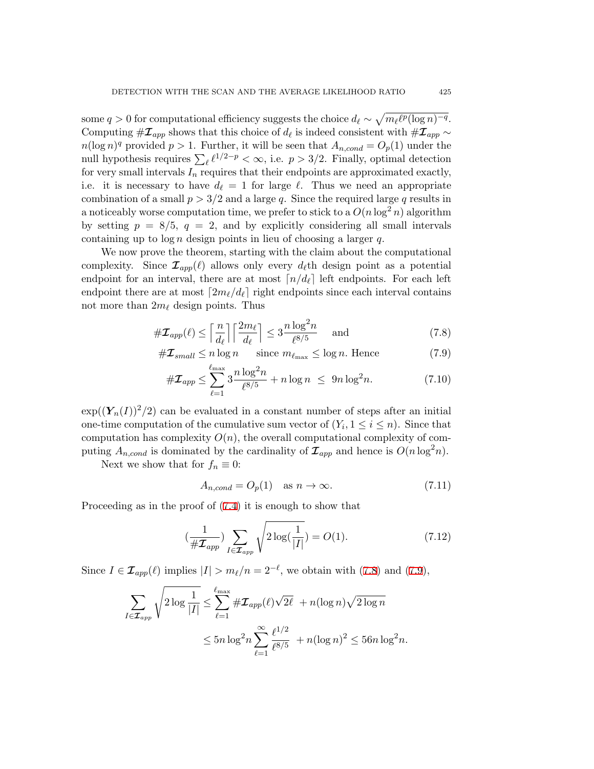some $q > 0$ for computational efficiency suggests the choice $d_\ell \sim \sqrt{m_\ell \ell^p (\log n)^{-q}}$. Computing $\#\boldsymbol{\mathcal{I}}_{app}$ shows that this choice of $d_\ell$ is indeed consistent with $\#\boldsymbol{\mathcal{I}}_{app} \sim n(\log n)^q$ provided $p > 1$. Further, it will be seen that $A_{n,cond} = O_p(1)$ under the null hypothesis requires $\sum_\ell \ell^{1/2-p} < \infty$, i.e. $p > 3/2$. Finally, optimal detection for very small intervals $I_n$ requires that their endpoints are approximated exactly, i.e. it is necessary to have $d_\ell = 1$ for large $\ell$. Thus we need an appropriate combination of a small $p > 3/2$ and a large $q$. Since the required large $q$ results in a noticeably worse computation time, we prefer to stick to a $O(n \log^2 n)$ algorithm by setting $p = 8/5$, $q = 2$, and by explicitly considering all small intervals containing up to $\log n$ design points in lieu of choosing a larger $q$.

We now prove the theorem, starting with the claim about the computational complexity. Since $\boldsymbol{\mathcal{I}}_{app}(\ell)$ allows only every $d_\ell$th design point as a potential endpoint for an interval, there are at most $\lceil n/d_\ell \rceil$ left endpoints. For each left endpoint there are at most $\lceil 2m_\ell/d_\ell \rceil$ right endpoints since each interval contains not more than $2m_\ell$ design points. Thus

$$\#\boldsymbol{\mathcal{I}}_{app}(\ell) \leq \left\lceil \frac{n}{d_\ell} \right\rceil \left\lceil \frac{2m_\ell}{d_\ell} \right\rceil \leq 3 \frac{n \log^2 n}{\ell^{8/5}} \quad \text{and} \tag{7.8}$$

$$\#\boldsymbol{\mathcal{I}}_{small} \leq n \log n \quad \text{since } m_{\ell_{\max}} \leq \log n. \text{ Hence} \tag{7.9}$$

$$\#\boldsymbol{\mathcal{I}}_{app} \leq \sum_{\ell=1}^{\ell_{\max}} 3 \frac{n \log^2 n}{\ell^{8/5}} + n \log n \ \leq \ 9n \log^2 n. \tag{7.10}$$

$\exp((\boldsymbol{Y}_n(I))^2/2)$ can be evaluated in a constant number of steps after an initial one-time computation of the cumulative sum vector of $(Y_i, 1 \leq i \leq n)$. Since that computation has complexity $O(n)$, the overall computational complexity of computing $A_{n,cond}$ is dominated by the cardinality of $\boldsymbol{\mathcal{I}}_{app}$ and hence is $O(n \log^2 n)$.

Next we show that for $f_n \equiv 0$:

$$A_{n,cond} = O_p(1) \quad \text{as } n \to \infty. \tag{7.11}$$

Proceeding as in the proof of (7.4) it is enough to show that

$$\left(\frac{1}{\#\boldsymbol{\mathcal{I}}_{app}}\right) \sum_{I \in \boldsymbol{\mathcal{I}}_{app}} \sqrt{2 \log\left(\frac{1}{|I|}\right)} = O(1). \tag{7.12}$$

Since $I \in \boldsymbol{\mathcal{I}}_{app}(\ell)$ implies $|I| > m_\ell/n = 2^{-\ell}$, we obtain with (7.8) and (7.9),

$$\begin{aligned}
\sum_{I \in \boldsymbol{\mathcal{I}}_{app}} \sqrt{2 \log \frac{1}{|I|}} &\leq \sum_{\ell=1}^{\ell_{\max}} \#\boldsymbol{\mathcal{I}}_{app}(\ell) \sqrt{2\ell} \ + n(\log n)\sqrt{2 \log n} \\
&\leq 5n \log^2 n \sum_{\ell=1}^{\infty} \frac{\ell^{1/2}}{\ell^{8/5}} \ + n(\log n)^2 \leq 56 n \log^2 n.
\end{aligned}$$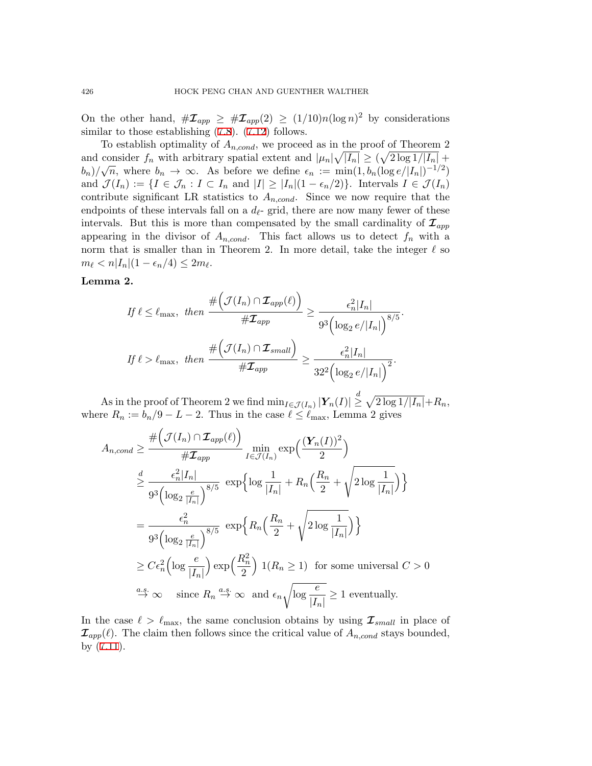On the other hand, $\#\boldsymbol{\mathcal{I}}_{app} \geq \#\boldsymbol{\mathcal{I}}_{app}(2) \geq (1/10)n(\log n)^2$ by considerations similar to those establishing (7.8). (7.12) follows.

To establish optimality of $A_{n,cond}$, we proceed as in the proof of Theorem 2 and consider $f_n$ with arbitrary spatial extent and $|\mu_n|\sqrt{|I_n|} \geq (\sqrt{2\log 1/|I_n|} + b_n)/\sqrt{n}$, where $b_n \to \infty$. As before we define $\epsilon_n := \min(1, b_n(\log e/|I_n|)^{-1/2})$ and $\mathcal{J}(I_n) := \{I \in \mathcal{J}_n : I \subset I_n \text{ and } |I| \geq |I_n|(1-\epsilon_n/2)\}$. Intervals $I \in \mathcal{J}(I_n)$ contribute significant LR statistics to $A_{n,cond}$. Since we now require that the endpoints of these intervals fall on a $d_\ell$- grid, there are now many fewer of these intervals. But this is more than compensated by the small cardinality of $\boldsymbol{\mathcal{I}}_{app}$ appearing in the divisor of $A_{n,cond}$. This fact allows us to detect $f_n$ with a norm that is smaller than in Theorem 2. In more detail, take the integer $\ell$ so $m_\ell < n|I_n|(1-\epsilon_n/4) \leq 2m_\ell$.

**Lemma 2.**

$$\textit{If } \ell \leq \ell_{\max},\ \textit{then } \frac{\#\Big(\mathcal{J}(I_n) \cap \boldsymbol{\mathcal{I}}_{app}(\ell)\Big)}{\#\boldsymbol{\mathcal{I}}_{app}} \geq \frac{\epsilon_n^2|I_n|}{9^3\Big(\log_2 e/|I_n|\Big)^{8/5}}.$$

$$\textit{If } \ell > \ell_{\max},\ \textit{then } \frac{\#\Big(\mathcal{J}(I_n) \cap \boldsymbol{\mathcal{I}}_{small}\Big)}{\#\boldsymbol{\mathcal{I}}_{app}} \geq \frac{\epsilon_n^2|I_n|}{32^2\Big(\log_2 e/|I_n|\Big)^2}.$$

As in the proof of Theorem 2 we find $\min_{I\in\mathcal{J}(I_n)} |\boldsymbol{Y}_n(I)| \overset{d}{\geq} \sqrt{2\log 1/|I_n|} + R_n$, where $R_n := b_n/9 - L - 2$. Thus in the case $\ell \leq \ell_{\max}$, Lemma 2 gives

$$\begin{aligned}
A_{n,cond} &\geq \frac{\#\Big(\mathcal{J}(I_n) \cap \boldsymbol{\mathcal{I}}_{app}(\ell)\Big)}{\#\boldsymbol{\mathcal{I}}_{app}} \min_{I\in\mathcal{J}(I_n)} \exp\Big(\frac{(\boldsymbol{Y}_n(I))^2}{2}\Big) \\
&\overset{d}{\geq} \frac{\epsilon_n^2|I_n|}{9^3\Big(\log_2 \frac{e}{|I_n|}\Big)^{8/5}}\ \exp\Big\{\log\frac{1}{|I_n|} + R_n\Big(\frac{R_n}{2} + \sqrt{2\log\frac{1}{|I_n|}}\Big)\Big\} \\
&= \frac{\epsilon_n^2}{9^3\Big(\log_2 \frac{e}{|I_n|}\Big)^{8/5}}\ \exp\Big\{R_n\Big(\frac{R_n}{2} + \sqrt{2\log\frac{1}{|I_n|}}\Big)\Big\} \\
&\geq C\epsilon_n^2\Big(\log\frac{e}{|I_n|}\Big)\exp\Big(\frac{R_n^2}{2}\Big)\ 1(R_n \geq 1)\ \ \text{for some universal } C > 0 \\
&\overset{a.s.}{\to} \infty \quad \text{since } R_n \overset{a.s.}{\to} \infty\ \text{ and } \epsilon_n\sqrt{\log\frac{e}{|I_n|}} \geq 1 \text{ eventually.}
\end{aligned}$$

In the case $\ell > \ell_{\max}$, the same conclusion obtains by using $\boldsymbol{\mathcal{I}}_{small}$ in place of $\boldsymbol{\mathcal{I}}_{app}(\ell)$. The claim then follows since the critical value of $A_{n,cond}$ stays bounded, by (7.11).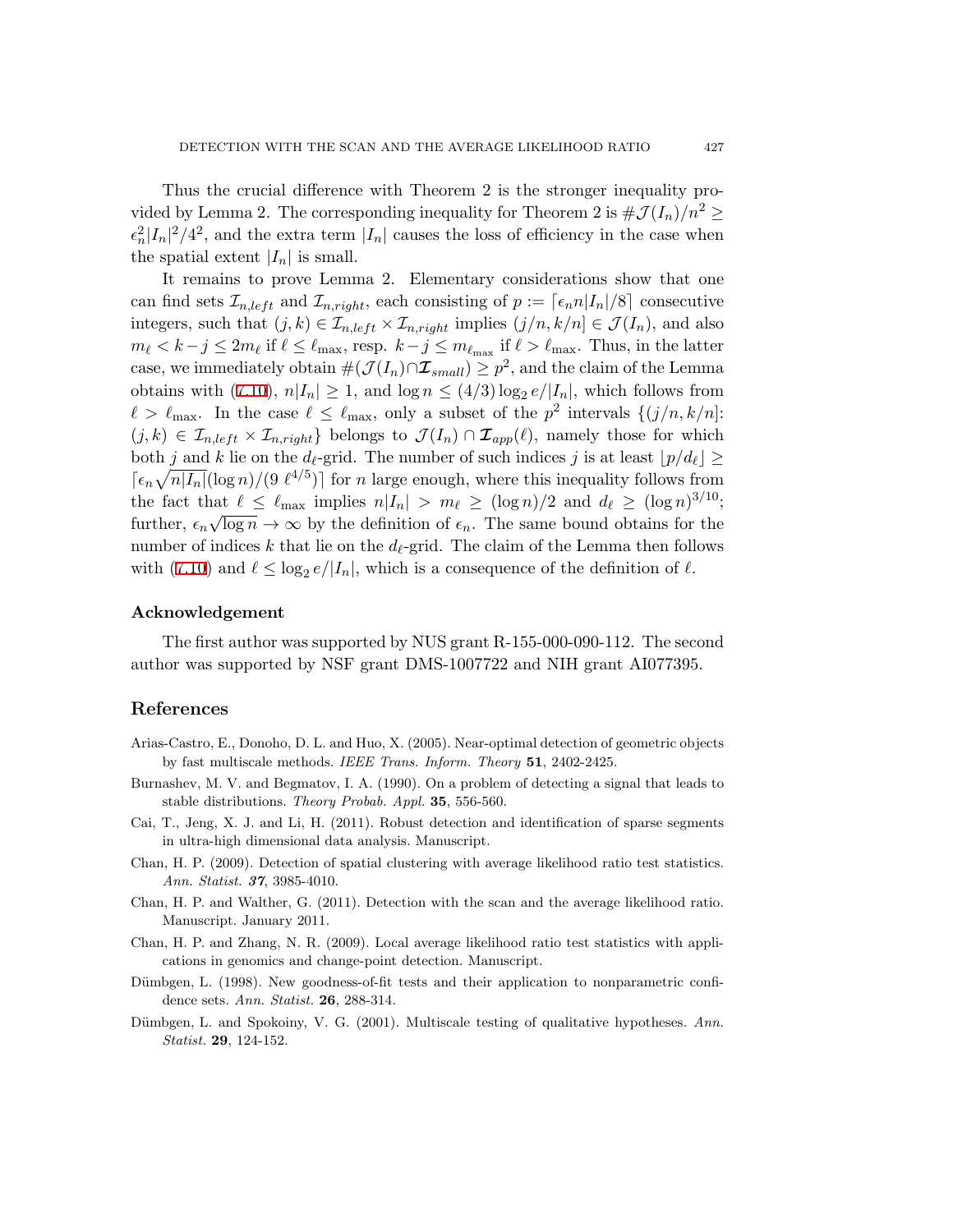Thus the crucial difference with Theorem 2 is the stronger inequality provided by Lemma 2. The corresponding inequality for Theorem 2 is $\#\mathcal{J}(I_n)/n^2 \geq \epsilon_n^2|I_n|^2/4^2$, and the extra term $|I_n|$ causes the loss of efficiency in the case when the spatial extent $|I_n|$ is small.

It remains to prove Lemma 2. Elementary considerations show that one can find sets $\mathcal{I}_{n,left}$ and $\mathcal{I}_{n,right}$, each consisting of $p := \lceil \epsilon_n n|I_n|/8 \rceil$ consecutive integers, such that $(j,k) \in \mathcal{I}_{n,left} \times \mathcal{I}_{n,right}$ implies $(j/n, k/n] \in \mathcal{J}(I_n)$, and also $m_\ell < k-j \leq 2m_\ell$ if $\ell \leq \ell_{\max}$, resp. $k-j \leq m_{\ell_{\max}}$ if $\ell > \ell_{\max}$. Thus, in the latter case, we immediately obtain $\#(\mathcal{J}(I_n) \cap \boldsymbol{\mathcal{I}}_{small}) \geq p^2$, and the claim of the Lemma obtains with (7.10), $n|I_n| \geq 1$, and $\log n \leq (4/3)\log_2 e/|I_n|$, which follows from $\ell > \ell_{\max}$. In the case $\ell \leq \ell_{\max}$, only a subset of the $p^2$ intervals $\{(j/n, k/n]\colon (j,k) \in \mathcal{I}_{n,left} \times \mathcal{I}_{n,right}\}$ belongs to $\mathcal{J}(I_n) \cap \boldsymbol{\mathcal{I}}_{app}(\ell)$, namely those for which both $j$ and $k$ lie on the $d_\ell$-grid. The number of such indices $j$ is at least $\lfloor p/d_\ell \rfloor \geq \lceil \epsilon_n \sqrt{n|I_n|}(\log n)/(9\,\ell^{4/5}) \rceil$ for $n$ large enough, where this inequality follows from the fact that $\ell \leq \ell_{\max}$ implies $n|I_n| > m_\ell \geq (\log n)/2$ and $d_\ell \geq (\log n)^{3/10}$; further, $\epsilon_n \sqrt{\log n} \to \infty$ by the definition of $\epsilon_n$. The same bound obtains for the number of indices $k$ that lie on the $d_\ell$-grid. The claim of the Lemma then follows with (7.10) and $\ell \leq \log_2 e/|I_n|$, which is a consequence of the definition of $\ell$.

## Acknowledgement

The first author was supported by NUS grant R-155-000-090-112. The second author was supported by NSF grant DMS-1007722 and NIH grant AI077395.

## References

Arias-Castro, E., Donoho, D. L. and Huo, X. (2005). Near-optimal detection of geometric objects by fast multiscale methods. *IEEE Trans. Inform. Theory* **51**, 2402-2425.

Burnashev, M. V. and Begmatov, I. A. (1990). On a problem of detecting a signal that leads to stable distributions. *Theory Probab. Appl.* **35**, 556-560.

Cai, T., Jeng, X. J. and Li, H. (2011). Robust detection and identification of sparse segments in ultra-high dimensional data analysis. Manuscript.

Chan, H. P. (2009). Detection of spatial clustering with average likelihood ratio test statistics. *Ann. Statist.* **37**, 3985-4010.

Chan, H. P. and Walther, G. (2011). Detection with the scan and the average likelihood ratio. Manuscript. January 2011.

Chan, H. P. and Zhang, N. R. (2009). Local average likelihood ratio test statistics with applications in genomics and change-point detection. Manuscript.

Dümbgen, L. (1998). New goodness-of-fit tests and their application to nonparametric confidence sets. *Ann. Statist.* **26**, 288-314.

Dümbgen, L. and Spokoiny, V. G. (2001). Multiscale testing of qualitative hypotheses. *Ann. Statist.* **29**, 124-152.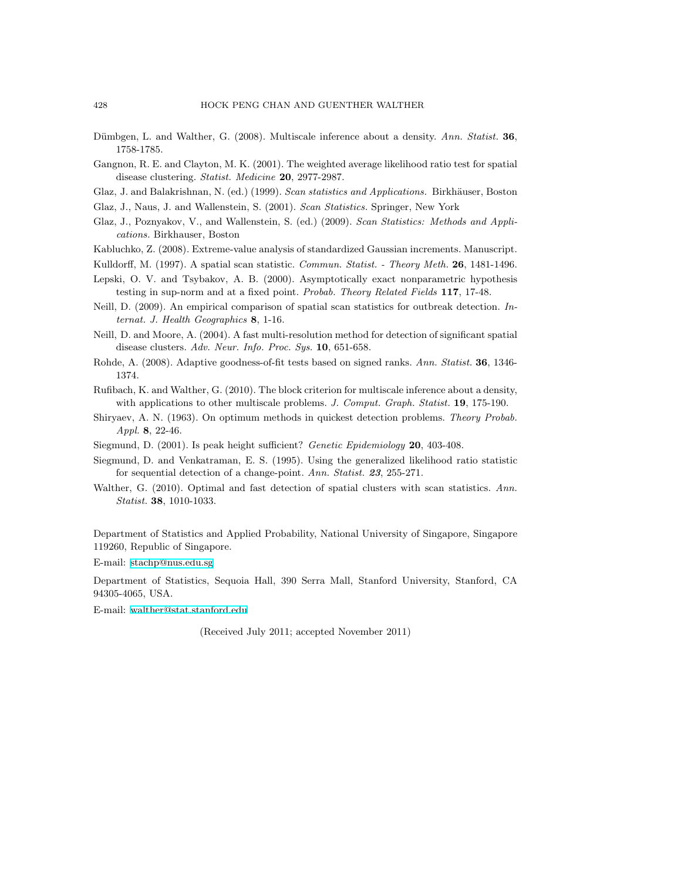Dümbgen, L. and Walther, G. (2008). Multiscale inference about a density. *Ann. Statist.* **36**, 1758-1785.

Gangnon, R. E. and Clayton, M. K. (2001). The weighted average likelihood ratio test for spatial disease clustering. *Statist. Medicine* **20**, 2977-2987.

Glaz, J. and Balakrishnan, N. (ed.) (1999). *Scan statistics and Applications.* Birkhäuser, Boston

Glaz, J., Naus, J. and Wallenstein, S. (2001). *Scan Statistics.* Springer, New York

Glaz, J., Poznyakov, V., and Wallenstein, S. (ed.) (2009). *Scan Statistics: Methods and Applications.* Birkhauser, Boston

Kabluchko, Z. (2008). Extreme-value analysis of standardized Gaussian increments. Manuscript.

Kulldorff, M. (1997). A spatial scan statistic. *Commun. Statist. - Theory Meth.* **26**, 1481-1496.

Lepski, O. V. and Tsybakov, A. B. (2000). Asymptotically exact nonparametric hypothesis testing in sup-norm and at a fixed point. *Probab. Theory Related Fields* **117**, 17-48.

Neill, D. (2009). An empirical comparison of spatial scan statistics for outbreak detection. *Internat. J. Health Geographics* **8**, 1-16.

Neill, D. and Moore, A. (2004). A fast multi-resolution method for detection of significant spatial disease clusters. *Adv. Neur. Info. Proc. Sys.* **10**, 651-658.

Rohde, A. (2008). Adaptive goodness-of-fit tests based on signed ranks. *Ann. Statist.* **36**, 1346-1374.

Rufibach, K. and Walther, G. (2010). The block criterion for multiscale inference about a density, with applications to other multiscale problems. *J. Comput. Graph. Statist.* **19**, 175-190.

Shiryaev, A. N. (1963). On optimum methods in quickest detection problems. *Theory Probab. Appl.* **8**, 22-46.

Siegmund, D. (2001). Is peak height sufficient? *Genetic Epidemiology* **20**, 403-408.

Siegmund, D. and Venkatraman, E. S. (1995). Using the generalized likelihood ratio statistic for sequential detection of a change-point. *Ann. Statist.* ***23***, 255-271.

Walther, G. (2010). Optimal and fast detection of spatial clusters with scan statistics. *Ann. Statist.* **38**, 1010-1033.

Department of Statistics and Applied Probability, National University of Singapore, Singapore 119260, Republic of Singapore.

E-mail: stachp@nus.edu.sg

Department of Statistics, Sequoia Hall, 390 Serra Mall, Stanford University, Stanford, CA 94305-4065, USA.

E-mail: walther@stat.stanford.edu

(Received July 2011; accepted November 2011)